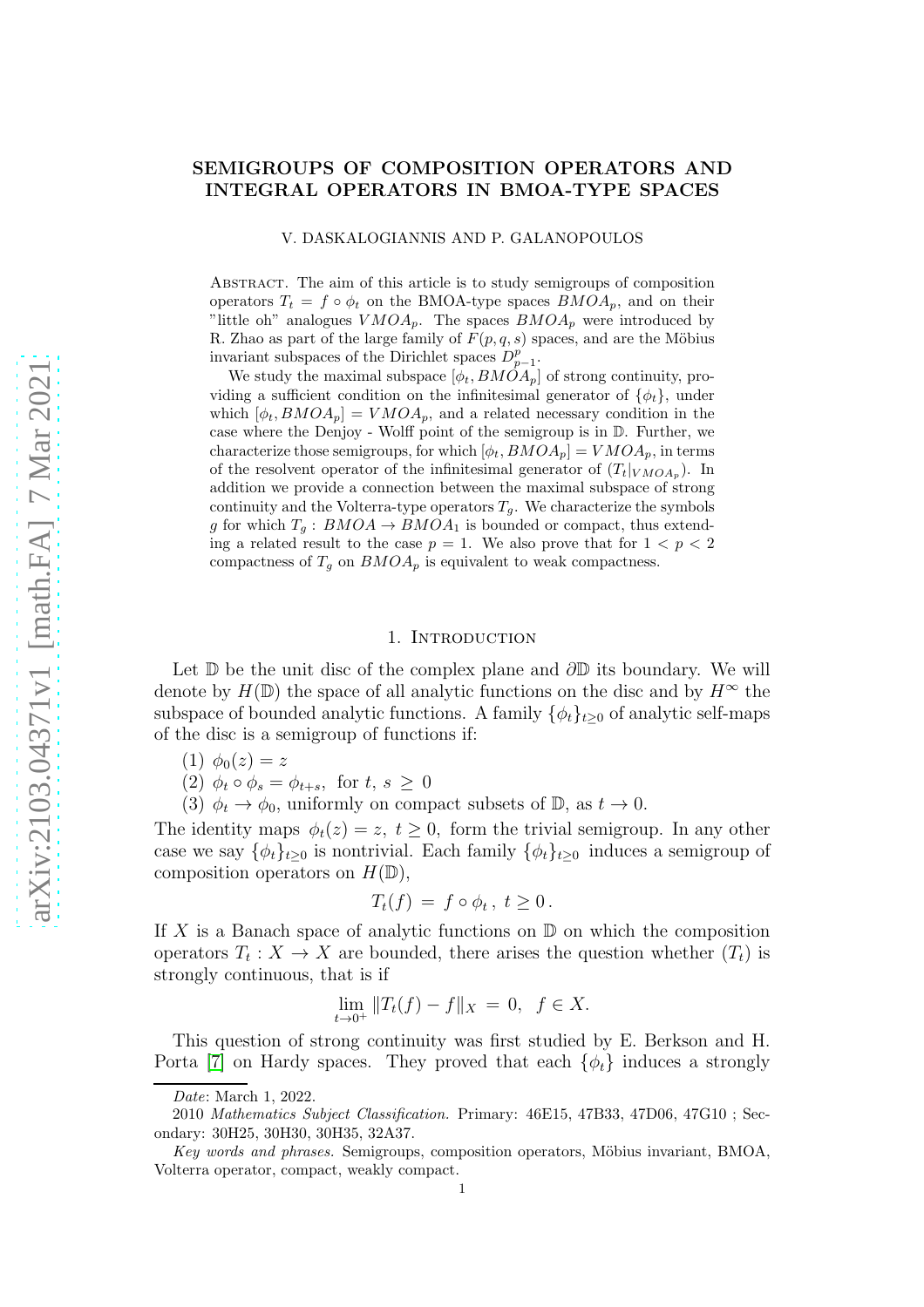# SEMIGROUPS OF COMPOSITION OPERATORS AND INTEGRAL OPERATORS IN BMOA-TYPE SPACES

V. DASKALOGIANNIS AND P. GALANOPOULOS

Abstract. The aim of this article is to study semigroups of composition operators $T_t = f \circ \phi_t$ on the BMOA-type spaces $BMOA_p$, and on their "little oh" analogues $VMOA_p$. The spaces $BMOA_p$ were introduced by R. Zhao as part of the large family of $F(p, q, s)$ spaces, and are the Möbius invariant subspaces of the Dirichlet spaces $D^p_{p-1}$.

We study the maximal subspace $[\phi_t, BMOA_p]$ of strong continuity, providing a sufficient condition on the infinitesimal generator of $\{\phi_t\}$, under which $[\phi_t, BMOA_p] = VMOA_p$, and a related necessary condition in the case where the Denjoy - Wolff point of the semigroup is in $\mathbb{D}$. Further, we characterize those semigroups, for which $[\phi_t, BMOA_p] = VMOA_p$, in terms of the resolvent operator of the infinitesimal generator of $(T_t|_{VMOA_p})$. In addition we provide a connection between the maximal subspace of strong continuity and the Volterra-type operators $T_g$. We characterize the symbols $g$ for which $T_g : BMOA \to BMOA_1$ is bounded or compact, thus extending a related result to the case $p = 1$. We also prove that for $1 < p < 2$ compactness of $T_g$ on $BMOA_p$ is equivalent to weak compactness.

## 1. Introduction

Let $\mathbb{D}$ be the unit disc of the complex plane and $\partial\mathbb{D}$ its boundary. We will denote by $H(\mathbb{D})$ the space of all analytic functions on the disc and by $H^\infty$ the subspace of bounded analytic functions. A family $\{\phi_t\}_{t\geq 0}$ of analytic self-maps of the disc is a semigroup of functions if:

(1) $\phi_0(z) = z$
(2) $\phi_t \circ \phi_s = \phi_{t+s}$, for $t, s \geq 0$
(3) $\phi_t \to \phi_0$, uniformly on compact subsets of $\mathbb{D}$, as $t \to 0$.

The identity maps $\phi_t(z) = z$, $t \geq 0$, form the trivial semigroup. In any other case we say $\{\phi_t\}_{t\geq 0}$ is nontrivial. Each family $\{\phi_t\}_{t\geq 0}$ induces a semigroup of composition operators on $H(\mathbb{D})$,

$$T_t(f) = f \circ \phi_t, \ t \geq 0.$$

If $X$ is a Banach space of analytic functions on $\mathbb{D}$ on which the composition operators $T_t : X \to X$ are bounded, there arises the question whether $(T_t)$ is strongly continuous, that is if

$$\lim_{t\to 0^+} \|T_t(f) - f\|_X = 0, \ \ f \in X.$$

This question of strong continuity was first studied by E. Berkson and H. Porta [7] on Hardy spaces. They proved that each $\{\phi_t\}$ induces a strongly

Date: March 1, 2022.

2010 Mathematics Subject Classification. Primary: 46E15, 47B33, 47D06, 47G10 ; Secondary: 30H25, 30H30, 30H35, 32A37.

Key words and phrases. Semigroups, composition operators, Möbius invariant, BMOA, Volterra operator, compact, weakly compact.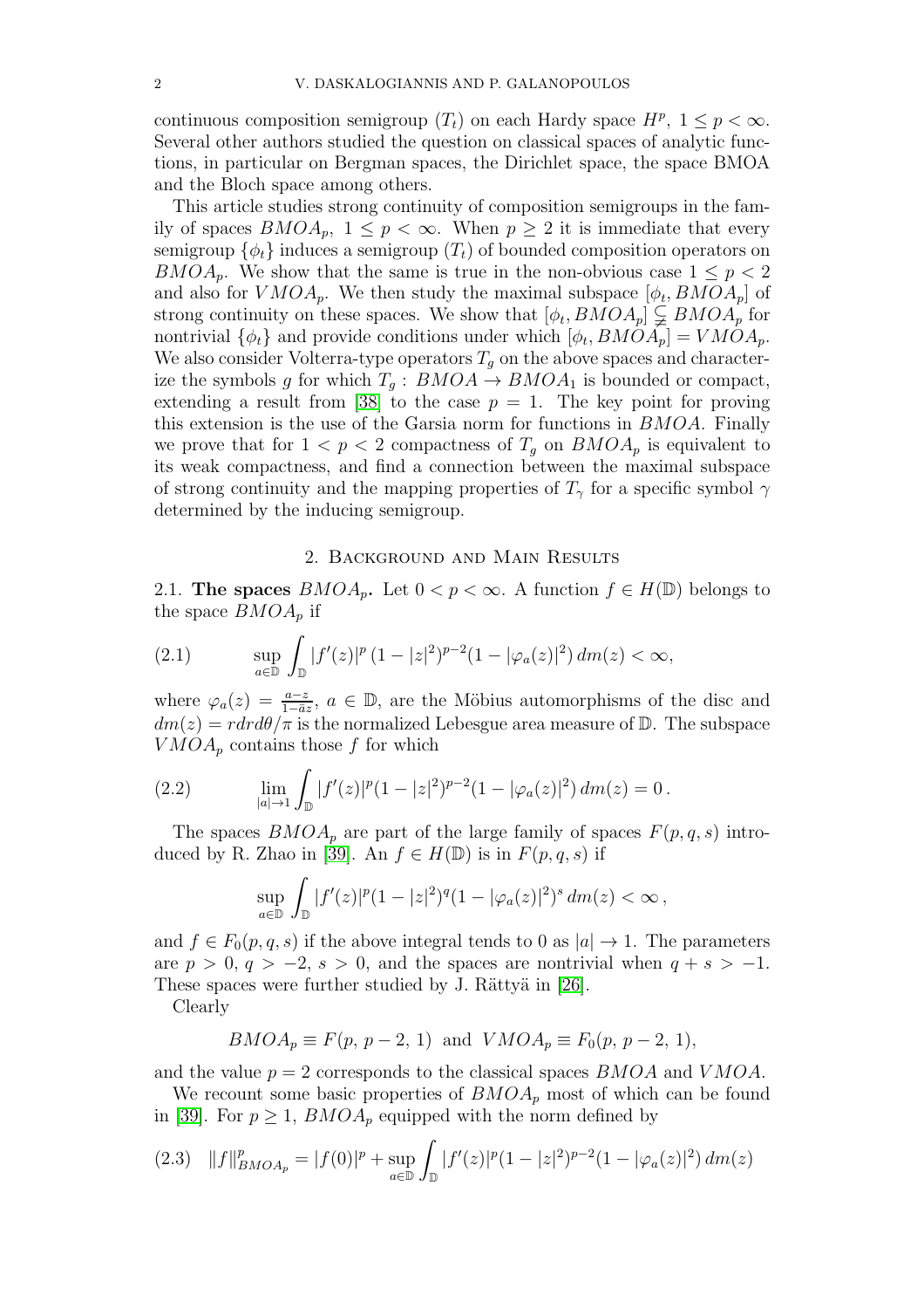continuous composition semigroup $(T_t)$ on each Hardy space $H^p$, $1 \le p < \infty$. Several other authors studied the question on classical spaces of analytic functions, in particular on Bergman spaces, the Dirichlet space, the space BMOA and the Bloch space among others.

This article studies strong continuity of composition semigroups in the family of spaces $BMOA_p$, $1 \le p < \infty$. When $p \ge 2$ it is immediate that every semigroup $\{\phi_t\}$ induces a semigroup $(T_t)$ of bounded composition operators on $BMOA_p$. We show that the same is true in the non-obvious case $1 \le p < 2$ and also for $VMOA_p$. We then study the maximal subspace $[\phi_t, BMOA_p]$ of strong continuity on these spaces. We show that $[\phi_t, BMOA_p] \subsetneq BMOA_p$ for nontrivial $\{\phi_t\}$ and provide conditions under which $[\phi_t, BMOA_p] = VMOA_p$. We also consider Volterra-type operators $T_g$ on the above spaces and characterize the symbols $g$ for which $T_g : BMOA \to BMOA_1$ is bounded or compact, extending a result from [38] to the case $p = 1$. The key point for proving this extension is the use of the Garsia norm for functions in $BMOA$. Finally we prove that for $1 < p < 2$ compactness of $T_g$ on $BMOA_p$ is equivalent to its weak compactness, and find a connection between the maximal subspace of strong continuity and the mapping properties of $T_\gamma$ for a specific symbol $\gamma$ determined by the inducing semigroup.

## 2. Background and Main Results

2.1. **The spaces $BMOA_p$.** Let $0 < p < \infty$. A function $f \in H(\mathbb{D})$ belongs to the space $BMOA_p$ if

$$\sup_{a\in\mathbb{D}} \int_{\mathbb{D}} |f'(z)|^p \,(1-|z|^2)^{p-2}(1-|\varphi_a(z)|^2)\, dm(z) < \infty, \tag{2.1}$$

where $\varphi_a(z) = \frac{a-z}{1-\bar{a}z}$, $a \in \mathbb{D}$, are the Möbius automorphisms of the disc and $dm(z) = r dr d\theta/\pi$ is the normalized Lebesgue area measure of $\mathbb{D}$. The subspace $VMOA_p$ contains those $f$ for which

$$\lim_{|a|\to 1} \int_{\mathbb{D}} |f'(z)|^p (1-|z|^2)^{p-2}(1-|\varphi_a(z)|^2)\, dm(z) = 0\,. \tag{2.2}$$

The spaces $BMOA_p$ are part of the large family of spaces $F(p, q, s)$ introduced by R. Zhao in [39]. An $f \in H(\mathbb{D})$ is in $F(p, q, s)$ if

$$\sup_{a\in\mathbb{D}} \int_{\mathbb{D}} |f'(z)|^p (1-|z|^2)^q (1-|\varphi_a(z)|^2)^s\, dm(z) < \infty\,,$$

and $f \in F_0(p, q, s)$ if the above integral tends to 0 as $|a| \to 1$. The parameters are $p > 0$, $q > -2$, $s > 0$, and the spaces are nontrivial when $q + s > -1$. These spaces were further studied by J. Rättyä in [26].

Clearly

$$BMOA_p \equiv F(p,\, p-2,\, 1) \ \text{ and } \ VMOA_p \equiv F_0(p,\, p-2,\, 1),$$

and the value $p = 2$ corresponds to the classical spaces $BMOA$ and $VMOA$.

We recount some basic properties of $BMOA_p$ most of which can be found in [39]. For $p \ge 1$, $BMOA_p$ equipped with the norm defined by

$$\|f\|^p_{BMOA_p} = |f(0)|^p + \sup_{a\in\mathbb{D}} \int_{\mathbb{D}} |f'(z)|^p (1-|z|^2)^{p-2}(1-|\varphi_a(z)|^2)\, dm(z) \tag{2.3}$$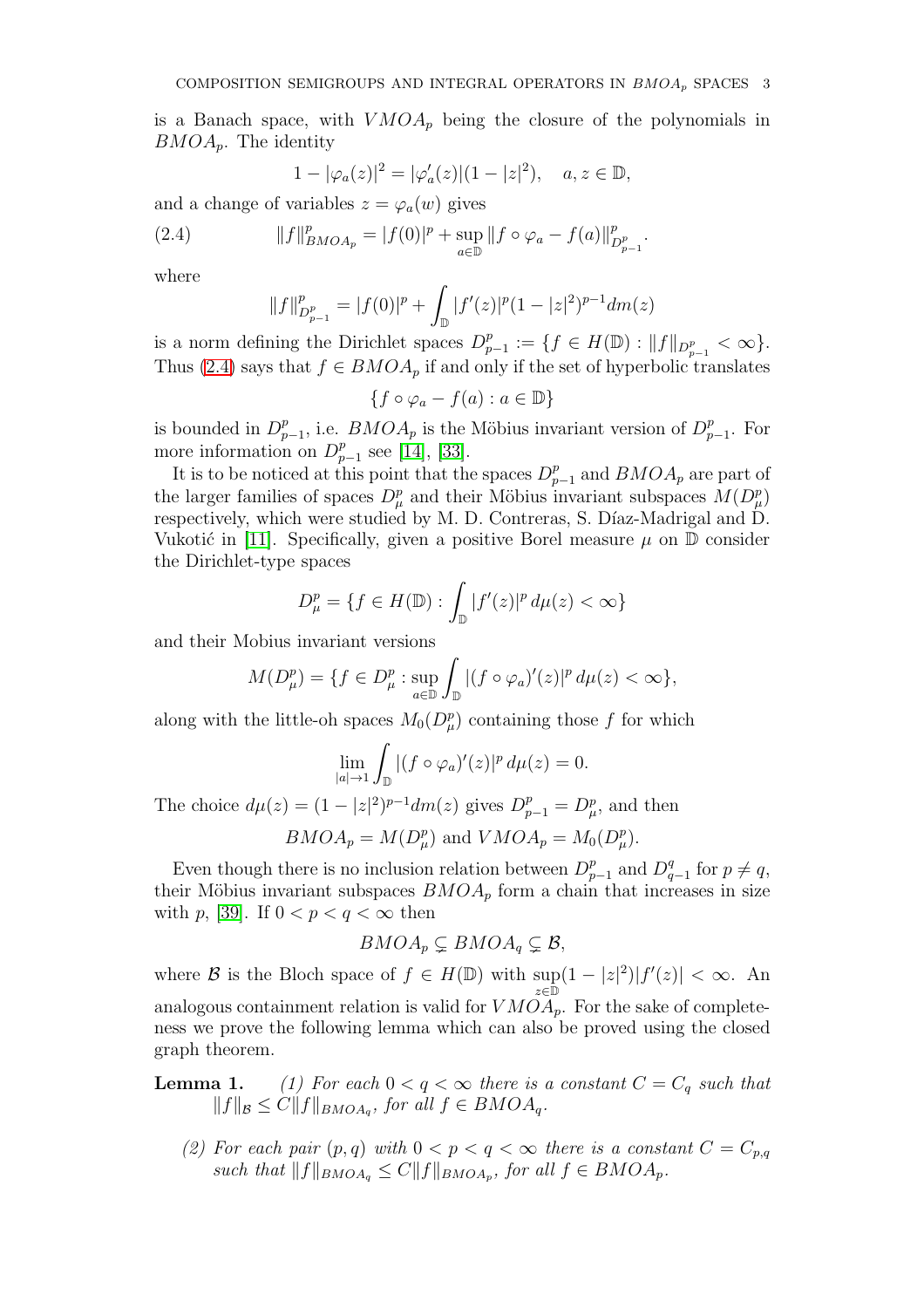is a Banach space, with $VMOA_p$ being the closure of the polynomials in $BMOA_p$. The identity

$$1 - |\varphi_a(z)|^2 = |\varphi_a'(z)|(1 - |z|^2), \quad a, z \in \mathbb{D},$$

and a change of variables $z = \varphi_a(w)$ gives

$$\|f\|_{BMOA_p}^p = |f(0)|^p + \sup_{a\in\mathbb{D}} \|f \circ \varphi_a - f(a)\|_{D_{p-1}^p}^p. \tag{2.4}$$

where

$$\|f\|_{D_{p-1}^p}^p = |f(0)|^p + \int_{\mathbb{D}} |f'(z)|^p (1 - |z|^2)^{p-1} dm(z)$$

is a norm defining the Dirichlet spaces $D_{p-1}^p := \{f \in H(\mathbb{D}) : \|f\|_{D_{p-1}^p} < \infty\}$. Thus (2.4) says that $f \in BMOA_p$ if and only if the set of hyperbolic translates

$$\{f \circ \varphi_a - f(a) : a \in \mathbb{D}\}$$

is bounded in $D_{p-1}^p$, i.e. $BMOA_p$ is the Möbius invariant version of $D_{p-1}^p$. For more information on $D_{p-1}^p$ see [14], [33].

It is to be noticed at this point that the spaces $D_{p-1}^p$ and $BMOA_p$ are part of the larger families of spaces $D_\mu^p$ and their Möbius invariant subspaces $M(D_\mu^p)$ respectively, which were studied by M. D. Contreras, S. Díaz-Madrigal and D. Vukotić in [11]. Specifically, given a positive Borel measure $\mu$ on $\mathbb{D}$ consider the Dirichlet-type spaces

$$D_\mu^p = \{f \in H(\mathbb{D}) : \int_{\mathbb{D}} |f'(z)|^p \, d\mu(z) < \infty\}$$

and their Mobius invariant versions

$$M(D_\mu^p) = \{f \in D_\mu^p : \sup_{a\in\mathbb{D}} \int_{\mathbb{D}} |(f \circ \varphi_a)'(z)|^p \, d\mu(z) < \infty\},$$

along with the little-oh spaces $M_0(D_\mu^p)$ containing those $f$ for which

$$\lim_{|a|\to 1} \int_{\mathbb{D}} |(f \circ \varphi_a)'(z)|^p \, d\mu(z) = 0.$$

The choice $d\mu(z) = (1 - |z|^2)^{p-1} dm(z)$ gives $D_{p-1}^p = D_\mu^p$, and then

$$BMOA_p = M(D_\mu^p) \text{ and } VMOA_p = M_0(D_\mu^p).$$

Even though there is no inclusion relation between $D_{p-1}^p$ and $D_{q-1}^q$ for $p \neq q$, their Möbius invariant subspaces $BMOA_p$ form a chain that increases in size with $p$, [39]. If $0 < p < q < \infty$ then

$$BMOA_p \subsetneq BMOA_q \subsetneq \mathcal{B},$$

where $\mathcal{B}$ is the Bloch space of $f \in H(\mathbb{D})$ with $\sup_{z\in\mathbb{D}} (1 - |z|^2)|f'(z)| < \infty$. An analogous containment relation is valid for $VMOA_p$. For the sake of completeness we prove the following lemma which can also be proved using the closed graph theorem.

**Lemma 1.** *(1) For each $0 < q < \infty$ there is a constant $C = C_q$ such that $\|f\|_{\mathcal{B}} \leq C\|f\|_{BMOA_q}$, for all $f \in BMOA_q$.*

*(2) For each pair $(p, q)$ with $0 < p < q < \infty$ there is a constant $C = C_{p,q}$ such that $\|f\|_{BMOA_q} \leq C\|f\|_{BMOA_p}$, for all $f \in BMOA_p$.*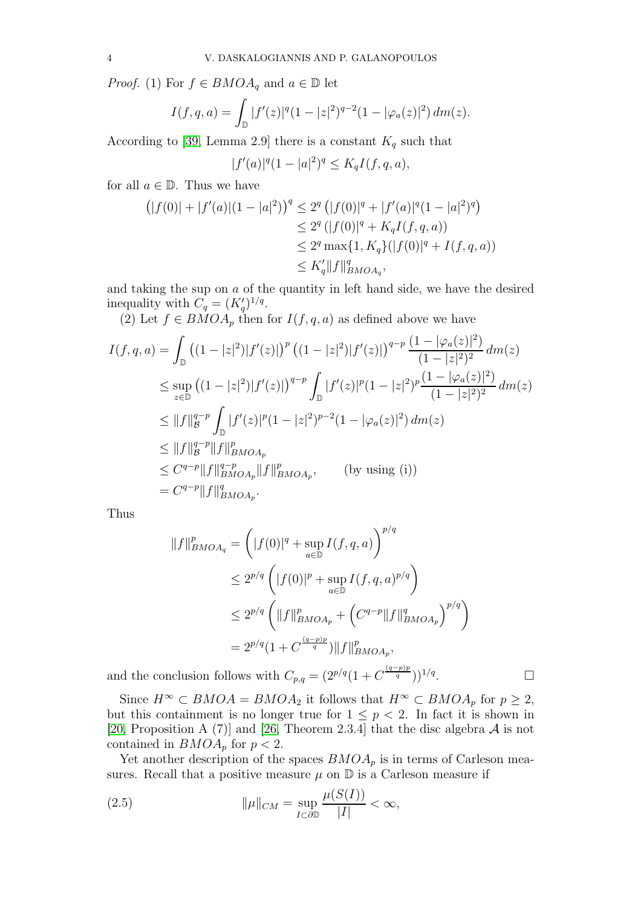*Proof.* (1) For $f \in BMOA_q$ and $a \in \mathbb{D}$ let

$$I(f,q,a) = \int_{\mathbb{D}} |f'(z)|^q (1-|z|^2)^{q-2}(1-|\varphi_a(z)|^2)\, dm(z).$$

According to [39, Lemma 2.9] there is a constant $K_q$ such that

$$|f'(a)|^q (1-|a|^2)^q \le K_q I(f,q,a),$$

for all $a \in \mathbb{D}$. Thus we have

$$\begin{aligned}
\left(|f(0)| + |f'(a)|(1-|a|^2)\right)^q &\le 2^q \left(|f(0)|^q + |f'(a)|^q (1-|a|^2)^q\right) \\
&\le 2^q \left(|f(0)|^q + K_q I(f,q,a)\right) \\
&\le 2^q \max\{1, K_q\}(|f(0)|^q + I(f,q,a)) \\
&\le K_q' \|f\|^q_{BMOA_q},
\end{aligned}$$

and taking the sup on $a$ of the quantity in left hand side, we have the desired inequality with $C_q = (K_q')^{1/q}$.

(2) Let $f \in BMOA_p$ then for $I(f,q,a)$ as defined above we have

$$\begin{aligned}
I(f,q,a) &= \int_{\mathbb{D}} \left((1-|z|^2)|f'(z)|\right)^p \left((1-|z|^2)|f'(z)|\right)^{q-p} \frac{(1-|\varphi_a(z)|^2)}{(1-|z|^2)^2}\, dm(z) \\
&\le \sup_{z \in \mathbb{D}} \left((1-|z|^2)|f'(z)|\right)^{q-p} \int_{\mathbb{D}} |f'(z)|^p (1-|z|^2)^p \frac{(1-|\varphi_a(z)|^2)}{(1-|z|^2)^2}\, dm(z) \\
&\le \|f\|^{q-p}_{\mathcal{B}} \int_{\mathbb{D}} |f'(z)|^p (1-|z|^2)^{p-2}(1-|\varphi_a(z)|^2)\, dm(z) \\
&\le \|f\|^{q-p}_{\mathcal{B}} \|f\|^p_{BMOA_p} \\
&\le C^{q-p} \|f\|^{q-p}_{BMOA_p} \|f\|^p_{BMOA_p}, \qquad \text{(by using (i))} \\
&= C^{q-p} \|f\|^q_{BMOA_p}.
\end{aligned}$$

Thus

$$\begin{aligned}
\|f\|^p_{BMOA_q} &= \left(|f(0)|^q + \sup_{a \in \mathbb{D}} I(f,q,a)\right)^{p/q} \\
&\le 2^{p/q} \left(|f(0)|^p + \sup_{a \in \mathbb{D}} I(f,q,a)^{p/q}\right) \\
&\le 2^{p/q} \left(\|f\|^p_{BMOA_p} + \left(C^{q-p}\|f\|^q_{BMOA_p}\right)^{p/q}\right) \\
&= 2^{p/q}(1 + C^{\frac{(q-p)p}{q}}) \|f\|^p_{BMOA_p},
\end{aligned}$$

and the conclusion follows with $C_{p,q} = (2^{p/q}(1 + C^{\frac{(q-p)p}{q}}))^{1/q}$. □

Since $H^\infty \subset BMOA = BMOA_2$ it follows that $H^\infty \subset BMOA_p$ for $p \ge 2$, but this containment is no longer true for $1 \le p < 2$. In fact it is shown in [20, Proposition A (7)] and [26, Theorem 2.3.4] that the disc algebra $\mathcal{A}$ is not contained in $BMOA_p$ for $p < 2$.

Yet another description of the spaces $BMOA_p$ is in terms of Carleson measures. Recall that a positive measure $\mu$ on $\mathbb{D}$ is a Carleson measure if

$$\|\mu\|_{CM} = \sup_{I \subset \partial\mathbb{D}} \frac{\mu(S(I))}{|I|} < \infty, \tag{2.5}$$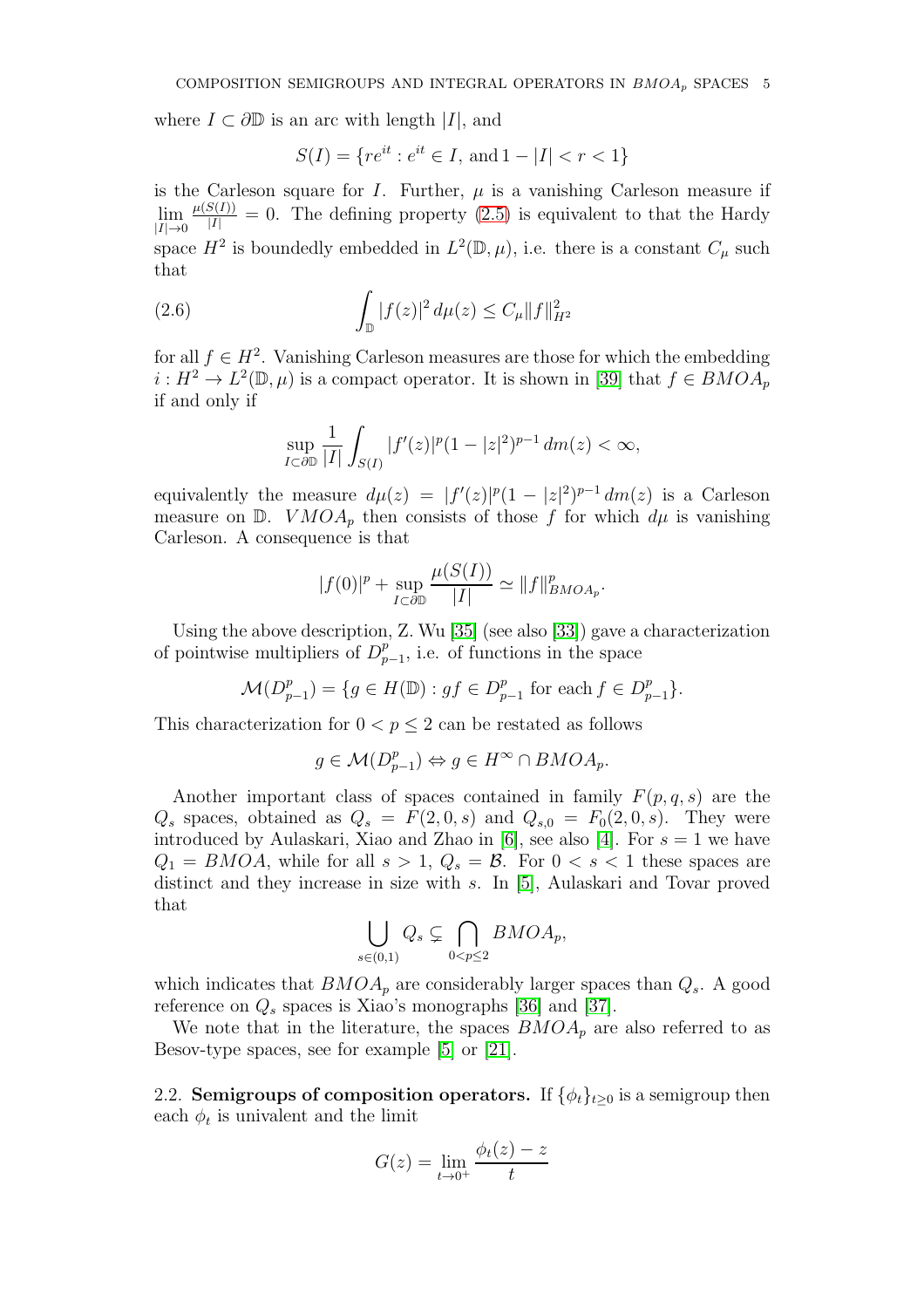where $I \subset \partial\mathbb{D}$ is an arc with length $|I|$, and

$$S(I) = \{re^{it} : e^{it} \in I, \text{ and } 1 - |I| < r < 1\}$$

is the Carleson square for $I$. Further, $\mu$ is a vanishing Carleson measure if $\lim\limits_{|I|\to 0} \frac{\mu(S(I))}{|I|} = 0$. The defining property (2.5) is equivalent to that the Hardy space $H^2$ is boundedly embedded in $L^2(\mathbb{D}, \mu)$, i.e. there is a constant $C_\mu$ such that

$$\int_{\mathbb{D}} |f(z)|^2 \, d\mu(z) \le C_\mu \|f\|_{H^2}^2 \tag{2.6}$$

for all $f \in H^2$. Vanishing Carleson measures are those for which the embedding $i : H^2 \to L^2(\mathbb{D}, \mu)$ is a compact operator. It is shown in [39] that $f \in BMOA_p$ if and only if

$$\sup_{I \subset \partial\mathbb{D}} \frac{1}{|I|} \int_{S(I)} |f'(z)|^p (1 - |z|^2)^{p-1} \, dm(z) < \infty,$$

equivalently the measure $d\mu(z) = |f'(z)|^p (1 - |z|^2)^{p-1} \, dm(z)$ is a Carleson measure on $\mathbb{D}$. $VMOA_p$ then consists of those $f$ for which $d\mu$ is vanishing Carleson. A consequence is that

$$|f(0)|^p + \sup_{I \subset \partial\mathbb{D}} \frac{\mu(S(I))}{|I|} \simeq \|f\|_{BMOA_p}^p.$$

Using the above description, Z. Wu [35] (see also [33]) gave a characterization of pointwise multipliers of $D_{p-1}^p$, i.e. of functions in the space

$$\mathcal{M}(D_{p-1}^p) = \{g \in H(\mathbb{D}) : gf \in D_{p-1}^p \text{ for each } f \in D_{p-1}^p\}.$$

This characterization for $0 < p \le 2$ can be restated as follows

$$g \in \mathcal{M}(D_{p-1}^p) \Leftrightarrow g \in H^\infty \cap BMOA_p.$$

Another important class of spaces contained in family $F(p, q, s)$ are the $Q_s$ spaces, obtained as $Q_s = F(2, 0, s)$ and $Q_{s,0} = F_0(2, 0, s)$. They were introduced by Aulaskari, Xiao and Zhao in [6], see also [4]. For $s = 1$ we have $Q_1 = BMOA$, while for all $s > 1$, $Q_s = \mathcal{B}$. For $0 < s < 1$ these spaces are distinct and they increase in size with $s$. In [5], Aulaskari and Tovar proved that

$$\bigcup_{s \in (0,1)} Q_s \subsetneq \bigcap_{0 < p \le 2} BMOA_p,$$

which indicates that $BMOA_p$ are considerably larger spaces than $Q_s$. A good reference on $Q_s$ spaces is Xiao's monographs [36] and [37].

We note that in the literature, the spaces $BMOA_p$ are also referred to as Besov-type spaces, see for example [5] or [21].

### 2.2. Semigroups of composition operators.

If $\{\phi_t\}_{t \ge 0}$ is a semigroup then each $\phi_t$ is univalent and the limit

$$G(z) = \lim_{t \to 0^+} \frac{\phi_t(z) - z}{t}$$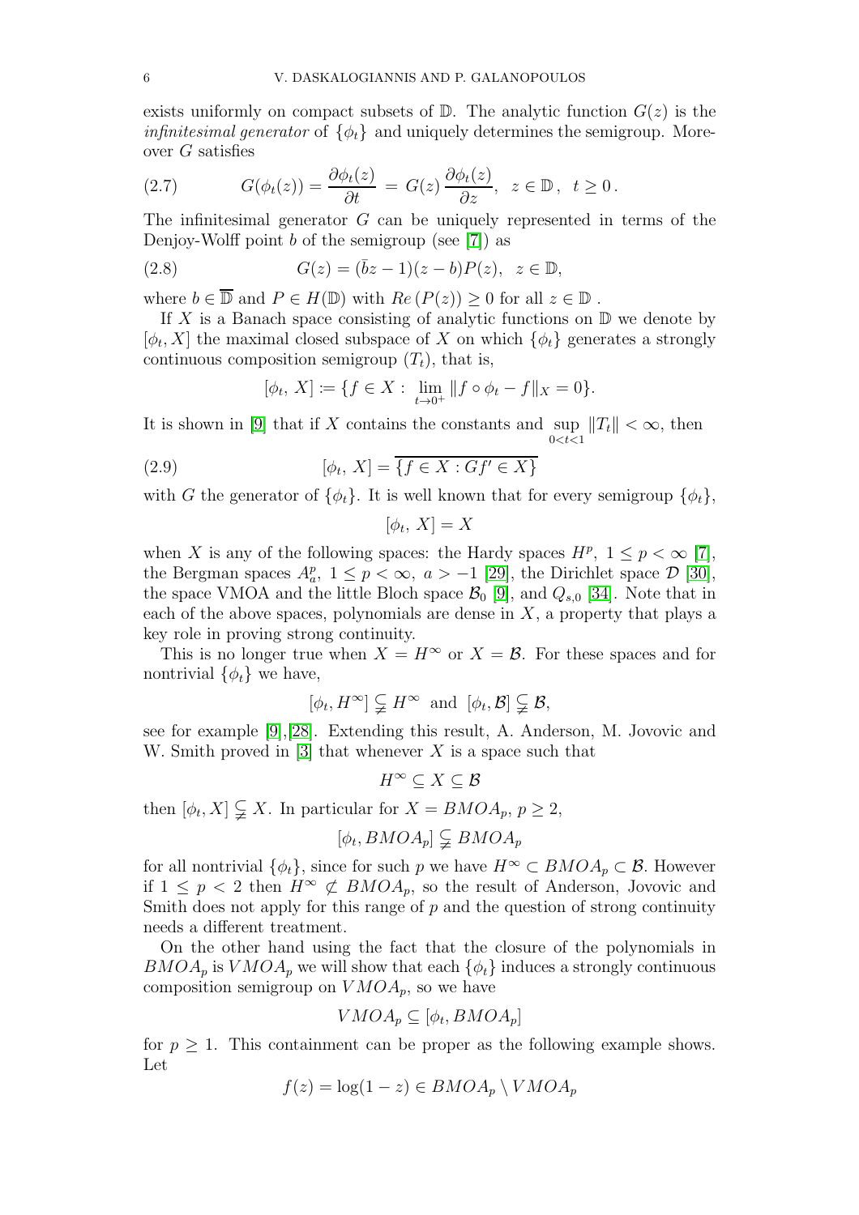exists uniformly on compact subsets of $\mathbb{D}$. The analytic function $G(z)$ is the *infinitesimal generator* of $\{\phi_t\}$ and uniquely determines the semigroup. Moreover $G$ satisfies

$$G(\phi_t(z)) = \frac{\partial \phi_t(z)}{\partial t} = G(z)\, \frac{\partial \phi_t(z)}{\partial z}, \quad z \in \mathbb{D}\,, \quad t \geq 0\,. \tag{2.7}$$

The infinitesimal generator $G$ can be uniquely represented in terms of the Denjoy-Wolff point $b$ of the semigroup (see [7]) as

$$G(z) = (\bar{b}z - 1)(z - b)P(z), \quad z \in \mathbb{D}, \tag{2.8}$$

where $b \in \overline{\mathbb{D}}$ and $P \in H(\mathbb{D})$ with $Re\,(P(z)) \geq 0$ for all $z \in \mathbb{D}$ .

If $X$ is a Banach space consisting of analytic functions on $\mathbb{D}$ we denote by $[\phi_t, X]$ the maximal closed subspace of $X$ on which $\{\phi_t\}$ generates a strongly continuous composition semigroup $(T_t)$, that is,

$$[\phi_t,\, X] := \{f \in X :\, \lim_{t \to 0^+} \|f \circ \phi_t - f\|_X = 0\}.$$

It is shown in [9] that if $X$ contains the constants and $\sup\limits_{0<t<1} \|T_t\| < \infty$, then

$$[\phi_t,\, X] = \overline{\{f \in X : Gf' \in X\}} \tag{2.9}$$

with $G$ the generator of $\{\phi_t\}$. It is well known that for every semigroup $\{\phi_t\}$,

$$[\phi_t,\, X] = X$$

when $X$ is any of the following spaces: the Hardy spaces $H^p,\ 1 \leq p < \infty$ [7], the Bergman spaces $A^p_a,\ 1 \leq p < \infty,\ a > -1$ [29], the Dirichlet space $\mathcal{D}$ [30], the space VMOA and the little Bloch space $\mathcal{B}_0$ [9], and $Q_{s,0}$ [34]. Note that in each of the above spaces, polynomials are dense in $X$, a property that plays a key role in proving strong continuity.

This is no longer true when $X = H^\infty$ or $X = \mathcal{B}$. For these spaces and for nontrivial $\{\phi_t\}$ we have,

$$[\phi_t, H^\infty] \subsetneqq H^\infty \ \text{ and } \ [\phi_t, \mathcal{B}] \subsetneqq \mathcal{B},$$

see for example [9],[28]. Extending this result, A. Anderson, M. Jovovic and W. Smith proved in [3] that whenever $X$ is a space such that

$$H^\infty \subseteq X \subseteq \mathcal{B}$$

then $[\phi_t, X] \subsetneqq X$. In particular for $X = BMOA_p$, $p \geq 2$,

$$[\phi_t, BMOA_p] \subsetneqq BMOA_p$$

for all nontrivial $\{\phi_t\}$, since for such $p$ we have $H^\infty \subset BMOA_p \subset \mathcal{B}$. However if $1 \leq p < 2$ then $H^\infty \not\subset BMOA_p$, so the result of Anderson, Jovovic and Smith does not apply for this range of $p$ and the question of strong continuity needs a different treatment.

On the other hand using the fact that the closure of the polynomials in $BMOA_p$ is $VMOA_p$ we will show that each $\{\phi_t\}$ induces a strongly continuous composition semigroup on $VMOA_p$, so we have

$$VMOA_p \subseteq [\phi_t, BMOA_p]$$

for $p \geq 1$. This containment can be proper as the following example shows. Let

$$f(z) = \log(1 - z) \in BMOA_p \setminus VMOA_p$$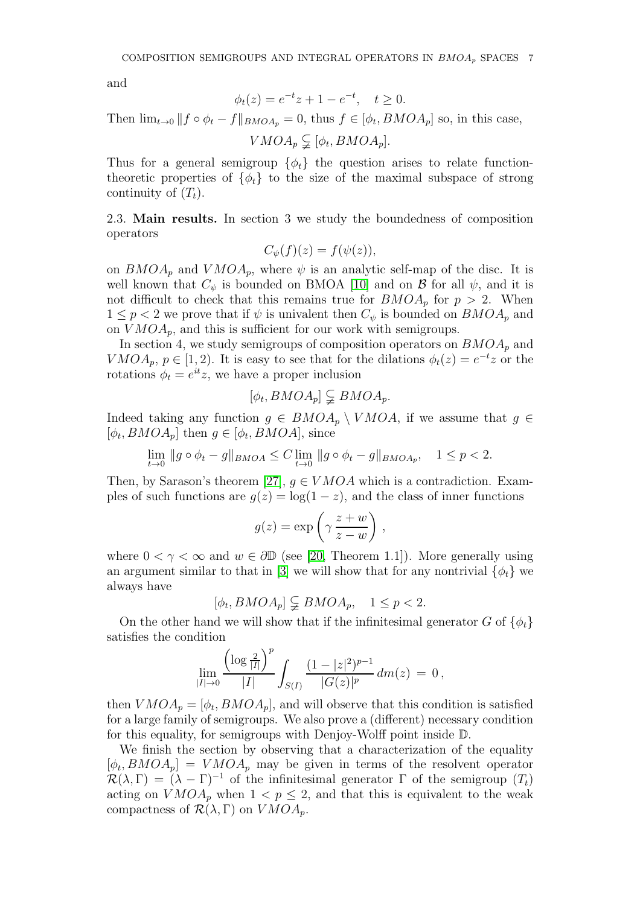and

$$\phi_t(z) = e^{-t}z + 1 - e^{-t}, \quad t \geq 0.$$

Then $\lim_{t\to 0} \|f \circ \phi_t - f\|_{BMOA_p} = 0$, thus $f \in [\phi_t, BMOA_p]$ so, in this case,

$$VMOA_p \subsetneqq [\phi_t, BMOA_p].$$

Thus for a general semigroup $\{\phi_t\}$ the question arises to relate function-theoretic properties of $\{\phi_t\}$ to the size of the maximal subspace of strong continuity of $(T_t)$.

2.3. **Main results.** In section 3 we study the boundedness of composition operators

$$C_\psi(f)(z) = f(\psi(z)),$$

on $BMOA_p$ and $VMOA_p$, where $\psi$ is an analytic self-map of the disc. It is well known that $C_\psi$ is bounded on BMOA [10] and on $\mathcal{B}$ for all $\psi$, and it is not difficult to check that this remains true for $BMOA_p$ for $p > 2$. When $1 \leq p < 2$ we prove that if $\psi$ is univalent then $C_\psi$ is bounded on $BMOA_p$ and on $VMOA_p$, and this is sufficient for our work with semigroups.

In section 4, we study semigroups of composition operators on $BMOA_p$ and $VMOA_p$, $p \in [1, 2)$. It is easy to see that for the dilations $\phi_t(z) = e^{-t}z$ or the rotations $\phi_t = e^{it}z$, we have a proper inclusion

$$[\phi_t, BMOA_p] \subsetneqq BMOA_p.$$

Indeed taking any function $g \in BMOA_p \setminus VMOA$, if we assume that $g \in [\phi_t, BMOA_p]$ then $g \in [\phi_t, BMOA]$, since

$$\lim_{t\to 0} \|g \circ \phi_t - g\|_{BMOA} \leq C \lim_{t\to 0} \|g \circ \phi_t - g\|_{BMOA_p}, \quad 1 \leq p < 2.$$

Then, by Sarason's theorem [27], $g \in VMOA$ which is a contradiction. Examples of such functions are $g(z) = \log(1 - z)$, and the class of inner functions

$$g(z) = \exp\left(\gamma \, \frac{z + w}{z - w}\right),$$

where $0 < \gamma < \infty$ and $w \in \partial\mathbb{D}$ (see [20, Theorem 1.1]). More generally using an argument similar to that in [3] we will show that for any nontrivial $\{\phi_t\}$ we always have

$$[\phi_t, BMOA_p] \subsetneqq BMOA_p, \quad 1 \leq p < 2.$$

On the other hand we will show that if the infinitesimal generator $G$ of $\{\phi_t\}$ satisfies the condition

$$\lim_{|I|\to 0} \frac{\left(\log \frac{2}{|I|}\right)^p}{|I|} \int_{S(I)} \frac{(1 - |z|^2)^{p-1}}{|G(z)|^p} \, dm(z) \, = \, 0 \, ,$$

then $VMOA_p = [\phi_t, BMOA_p]$, and will observe that this condition is satisfied for a large family of semigroups. We also prove a (different) necessary condition for this equality, for semigroups with Denjoy-Wolff point inside $\mathbb{D}$.

We finish the section by observing that a characterization of the equality $[\phi_t, BMOA_p] = VMOA_p$ may be given in terms of the resolvent operator $\mathcal{R}(\lambda, \Gamma) = (\lambda - \Gamma)^{-1}$ of the infinitesimal generator $\Gamma$ of the semigroup $(T_t)$ acting on $VMOA_p$ when $1 < p \leq 2$, and that this is equivalent to the weak compactness of $\mathcal{R}(\lambda, \Gamma)$ on $VMOA_p$.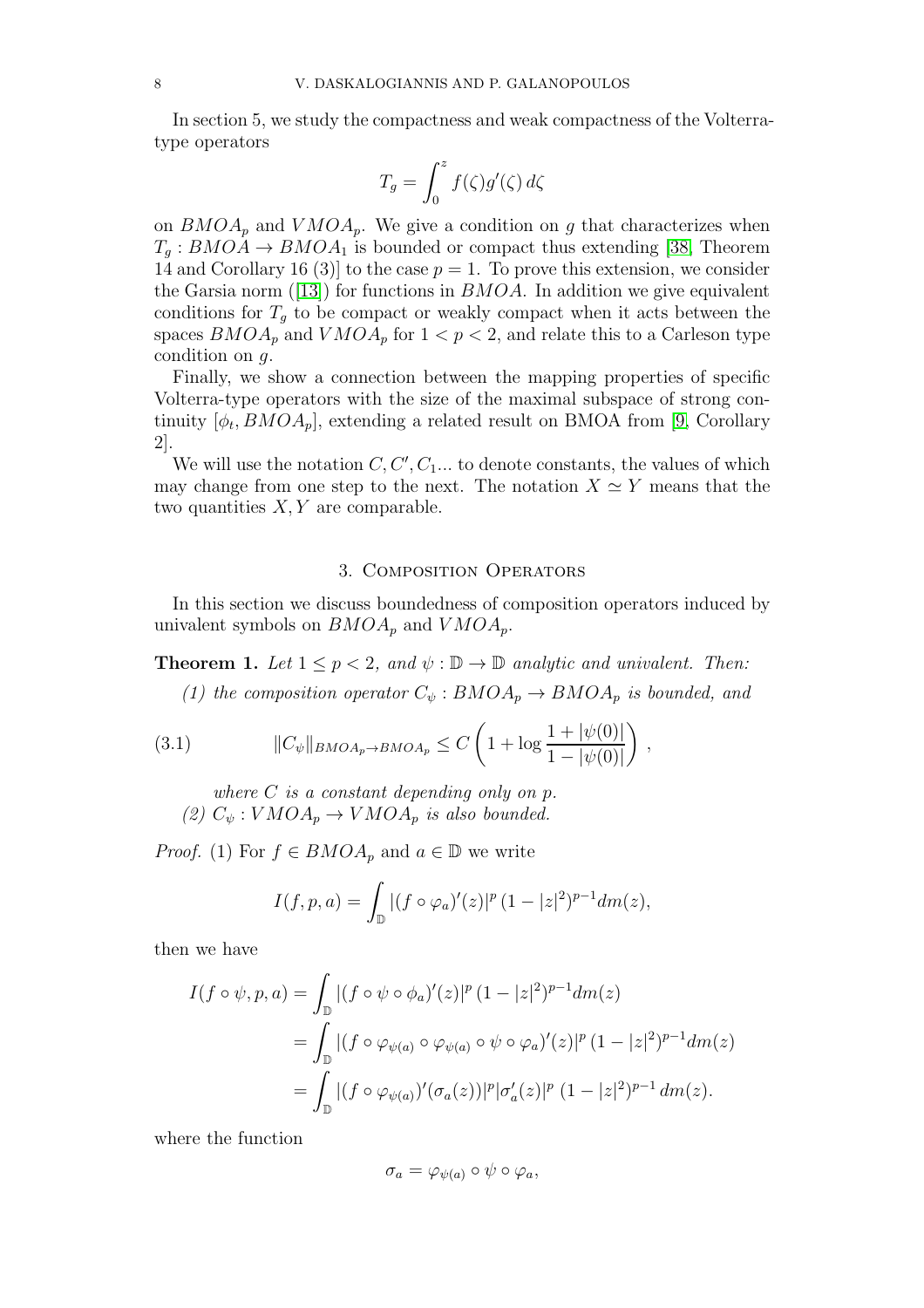In section 5, we study the compactness and weak compactness of the Volterra-type operators

$$T_g = \int_0^z f(\zeta) g'(\zeta)\, d\zeta$$

on $BMOA_p$ and $VMOA_p$. We give a condition on $g$ that characterizes when $T_g : BMOA \to BMOA_1$ is bounded or compact thus extending [38, Theorem 14 and Corollary 16 (3)] to the case $p = 1$. To prove this extension, we consider the Garsia norm ([13]) for functions in $BMOA$. In addition we give equivalent conditions for $T_g$ to be compact or weakly compact when it acts between the spaces $BMOA_p$ and $VMOA_p$ for $1 < p < 2$, and relate this to a Carleson type condition on $g$.

Finally, we show a connection between the mapping properties of specific Volterra-type operators with the size of the maximal subspace of strong continuity $[\phi_t, BMOA_p]$, extending a related result on BMOA from [9, Corollary 2].

We will use the notation $C, C', C_1 ...$ to denote constants, the values of which may change from one step to the next. The notation $X \simeq Y$ means that the two quantities $X, Y$ are comparable.

## 3. Composition Operators

In this section we discuss boundedness of composition operators induced by univalent symbols on $BMOA_p$ and $VMOA_p$.

**Theorem 1.** *Let $1 \leq p < 2$, and $\psi : \mathbb{D} \to \mathbb{D}$ analytic and univalent. Then:*

*(1) the composition operator $C_\psi : BMOA_p \to BMOA_p$ is bounded, and*

$$\|C_\psi\|_{BMOA_p \to BMOA_p} \leq C \left( 1 + \log \frac{1 + |\psi(0)|}{1 - |\psi(0)|} \right), \tag{3.1}$$

*where $C$ is a constant depending only on $p$.*

*(2) $C_\psi : VMOA_p \to VMOA_p$ is also bounded.*

*Proof.* (1) For $f \in BMOA_p$ and $a \in \mathbb{D}$ we write

$$I(f, p, a) = \int_{\mathbb{D}} |(f \circ \varphi_a)'(z)|^p \, (1 - |z|^2)^{p-1} dm(z),$$

then we have

$$\begin{aligned}
I(f \circ \psi, p, a) &= \int_{\mathbb{D}} |(f \circ \psi \circ \phi_a)'(z)|^p \, (1 - |z|^2)^{p-1} dm(z) \\
&= \int_{\mathbb{D}} |(f \circ \varphi_{\psi(a)} \circ \varphi_{\psi(a)} \circ \psi \circ \varphi_a)'(z)|^p \, (1 - |z|^2)^{p-1} dm(z) \\
&= \int_{\mathbb{D}} |(f \circ \varphi_{\psi(a)})'(\sigma_a(z))|^p |\sigma_a'(z)|^p \, (1 - |z|^2)^{p-1} \, dm(z).
\end{aligned}$$

where the function

$$\sigma_a = \varphi_{\psi(a)} \circ \psi \circ \varphi_a,$$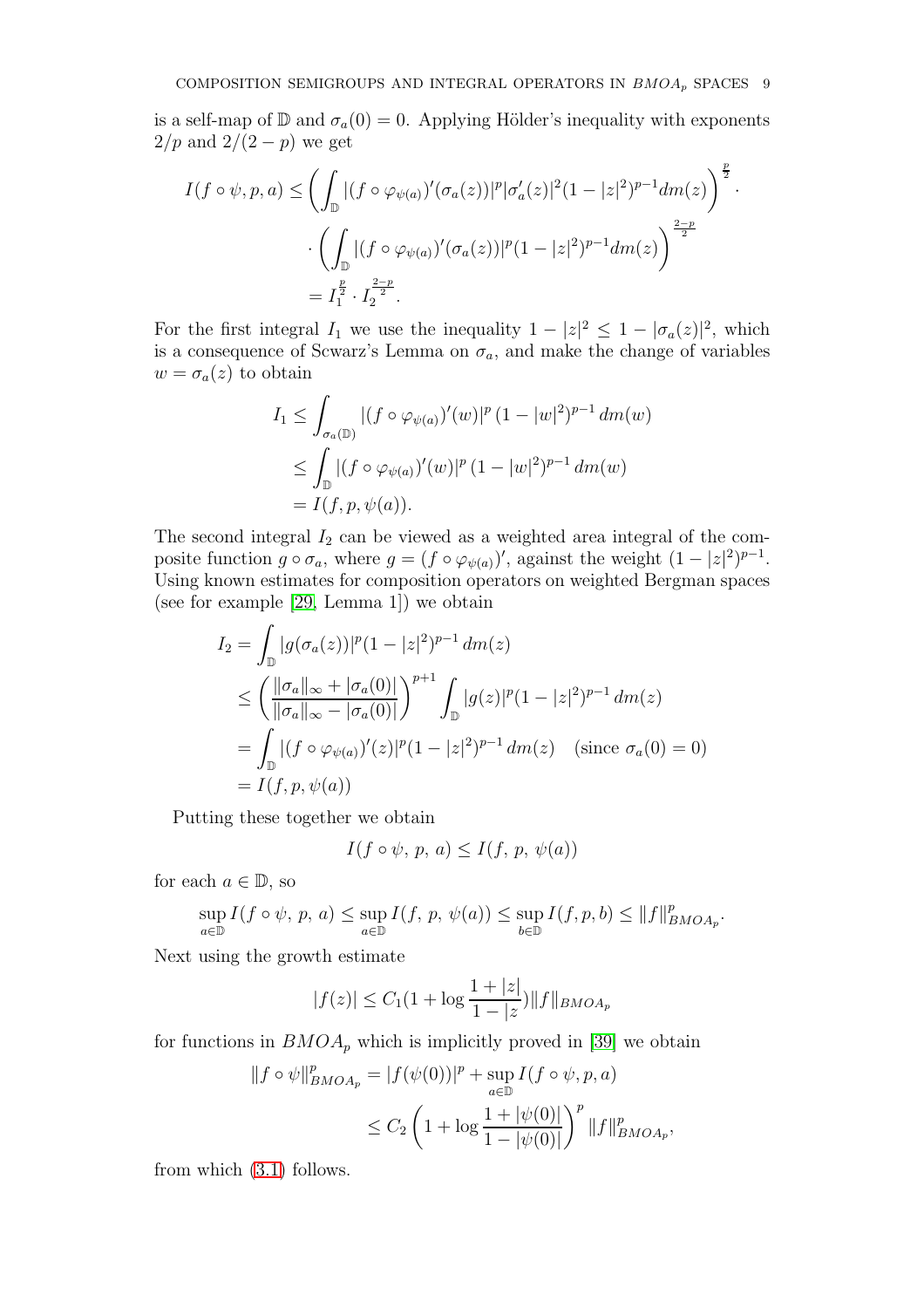is a self-map of $\mathbb{D}$ and $\sigma_a(0) = 0$. Applying Hölder's inequality with exponents $2/p$ and $2/(2-p)$ we get

$$
\begin{aligned}
I(f\circ\psi, p, a) &\le \left(\int_{\mathbb{D}} |(f\circ\varphi_{\psi(a)})'(\sigma_a(z))|^p |\sigma_a'(z)|^2 (1-|z|^2)^{p-1} dm(z)\right)^{\frac{p}{2}} \cdot \\
&\quad \cdot \left(\int_{\mathbb{D}} |(f\circ\varphi_{\psi(a)})'(\sigma_a(z))|^p (1-|z|^2)^{p-1} dm(z)\right)^{\frac{2-p}{2}} \\
&= I_1^{\frac{p}{2}} \cdot I_2^{\frac{2-p}{2}}.
\end{aligned}
$$

For the first integral $I_1$ we use the inequality $1-|z|^2 \le 1-|\sigma_a(z)|^2$, which is a consequence of Scwarz's Lemma on $\sigma_a$, and make the change of variables $w = \sigma_a(z)$ to obtain

$$
\begin{aligned}
I_1 &\le \int_{\sigma_a(\mathbb{D})} |(f\circ\varphi_{\psi(a)})'(w)|^p \,(1-|w|^2)^{p-1}\, dm(w) \\
&\le \int_{\mathbb{D}} |(f\circ\varphi_{\psi(a)})'(w)|^p \,(1-|w|^2)^{p-1}\, dm(w) \\
&= I(f, p, \psi(a)).
\end{aligned}
$$

The second integral $I_2$ can be viewed as a weighted area integral of the composite function $g\circ\sigma_a$, where $g = (f\circ\varphi_{\psi(a)})'$, against the weight $(1-|z|^2)^{p-1}$. Using known estimates for composition operators on weighted Bergman spaces (see for example [29, Lemma 1]) we obtain

$$
\begin{aligned}
I_2 &= \int_{\mathbb{D}} |g(\sigma_a(z))|^p (1-|z|^2)^{p-1}\, dm(z) \\
&\le \left(\frac{\|\sigma_a\|_\infty + |\sigma_a(0)|}{\|\sigma_a\|_\infty - |\sigma_a(0)|}\right)^{p+1} \int_{\mathbb{D}} |g(z)|^p (1-|z|^2)^{p-1}\, dm(z) \\
&= \int_{\mathbb{D}} |(f\circ\varphi_{\psi(a)})'(z)|^p (1-|z|^2)^{p-1}\, dm(z) \quad (\text{since } \sigma_a(0) = 0) \\
&= I(f, p, \psi(a))
\end{aligned}
$$

Putting these together we obtain

$$
I(f\circ\psi,\, p,\, a) \le I(f,\, p,\, \psi(a))
$$

for each $a \in \mathbb{D}$, so

$$
\sup_{a\in\mathbb{D}} I(f\circ\psi,\, p,\, a) \le \sup_{a\in\mathbb{D}} I(f,\, p,\, \psi(a)) \le \sup_{b\in\mathbb{D}} I(f, p, b) \le \|f\|_{BMOA_p}^p.
$$

Next using the growth estimate

$$
|f(z)| \le C_1(1 + \log\frac{1+|z|}{1-|z}) \|f\|_{BMOA_p}
$$

for functions in $BMOA_p$ which is implicitly proved in [39] we obtain

$$
\begin{aligned}
\|f\circ\psi\|_{BMOA_p}^p &= |f(\psi(0))|^p + \sup_{a\in\mathbb{D}} I(f\circ\psi, p, a) \\
&\le C_2\left(1 + \log\frac{1+|\psi(0)|}{1-|\psi(0)|}\right)^p \|f\|_{BMOA_p}^p,
\end{aligned}
$$

from which (3.1) follows.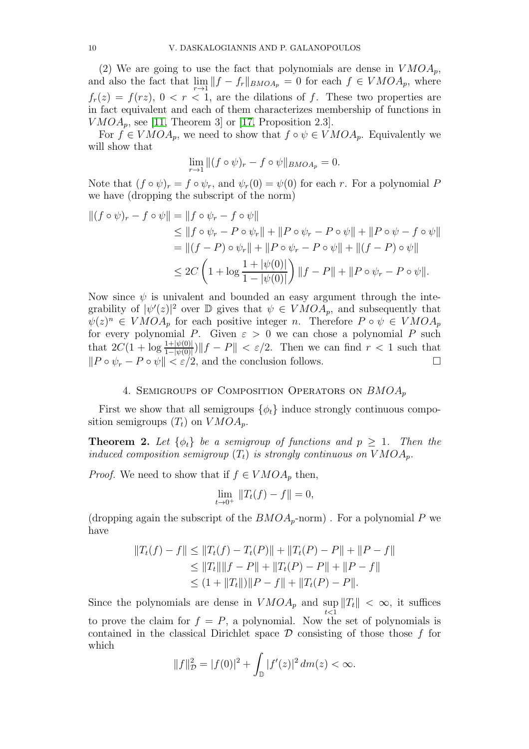(2) We are going to use the fact that polynomials are dense in $VMOA_p$, and also the fact that $\lim_{r\to 1} \|f - f_r\|_{BMOA_p} = 0$ for each $f \in VMOA_p$, where $f_r(z) = f(rz)$, $0 < r < 1$, are the dilations of $f$. These two properties are in fact equivalent and each of them characterizes membership of functions in $VMOA_p$, see [11, Theorem 3] or [17, Proposition 2.3].

For $f \in VMOA_p$, we need to show that $f \circ \psi \in VMOA_p$. Equivalently we will show that

$$\lim_{r\to 1} \|(f \circ \psi)_r - f \circ \psi\|_{BMOA_p} = 0.$$

Note that $(f \circ \psi)_r = f \circ \psi_r$, and $\psi_r(0) = \psi(0)$ for each $r$. For a polynomial $P$ we have (dropping the subscript of the norm)

$$\begin{aligned}
\|(f \circ \psi)_r - f \circ \psi\| &= \|f \circ \psi_r - f \circ \psi\| \\
&\leq \|f \circ \psi_r - P \circ \psi_r\| + \|P \circ \psi_r - P \circ \psi\| + \|P \circ \psi - f \circ \psi\| \\
&= \|(f - P) \circ \psi_r\| + \|P \circ \psi_r - P \circ \psi\| + \|(f - P) \circ \psi\| \\
&\leq 2C \left(1 + \log \frac{1 + |\psi(0)|}{1 - |\psi(0)|}\right) \|f - P\| + \|P \circ \psi_r - P \circ \psi\|.
\end{aligned}$$

Now since $\psi$ is univalent and bounded an easy argument through the integrability of $|\psi'(z)|^2$ over $\mathbb{D}$ gives that $\psi \in VMOA_p$, and subsequently that $\psi(z)^n \in VMOA_p$ for each positive integer $n$. Therefore $P \circ \psi \in VMOA_p$ for every polynomial $P$. Given $\varepsilon > 0$ we can chose a polynomial $P$ such that $2C(1 + \log \frac{1+|\psi(0)|}{1-|\psi(0)|})\|f - P\| < \varepsilon/2$. Then we can find $r < 1$ such that $\|P \circ \psi_r - P \circ \psi\| < \varepsilon/2$, and the conclusion follows. □

## 4. Semigroups of Composition Operators on $BMOA_p$

First we show that all semigroups $\{\phi_t\}$ induce strongly continuous composition semigroups $(T_t)$ on $VMOA_p$.

**Theorem 2.** *Let $\{\phi_t\}$ be a semigroup of functions and $p \geq 1$. Then the induced composition semigroup $(T_t)$ is strongly continuous on $VMOA_p$.*

*Proof.* We need to show that if $f \in VMOA_p$ then,

$$\lim_{t\to 0^+} \|T_t(f) - f\| = 0,$$

(dropping again the subscript of the $BMOA_p$-norm) . For a polynomial $P$ we have

$$\begin{aligned}
\|T_t(f) - f\| &\leq \|T_t(f) - T_t(P)\| + \|T_t(P) - P\| + \|P - f\| \\
&\leq \|T_t\|\|f - P\| + \|T_t(P) - P\| + \|P - f\| \\
&\leq (1 + \|T_t\|)\|P - f\| + \|T_t(P) - P\|.
\end{aligned}$$

Since the polynomials are dense in $VMOA_p$ and $\sup_{t<1} \|T_t\| < \infty$, it suffices to prove the claim for $f = P$, a polynomial. Now the set of polynomials is contained in the classical Dirichlet space $\mathcal{D}$ consisting of those those $f$ for which

$$\|f\|_{\mathcal{D}}^2 = |f(0)|^2 + \int_{\mathbb{D}} |f'(z)|^2 \, dm(z) < \infty.$$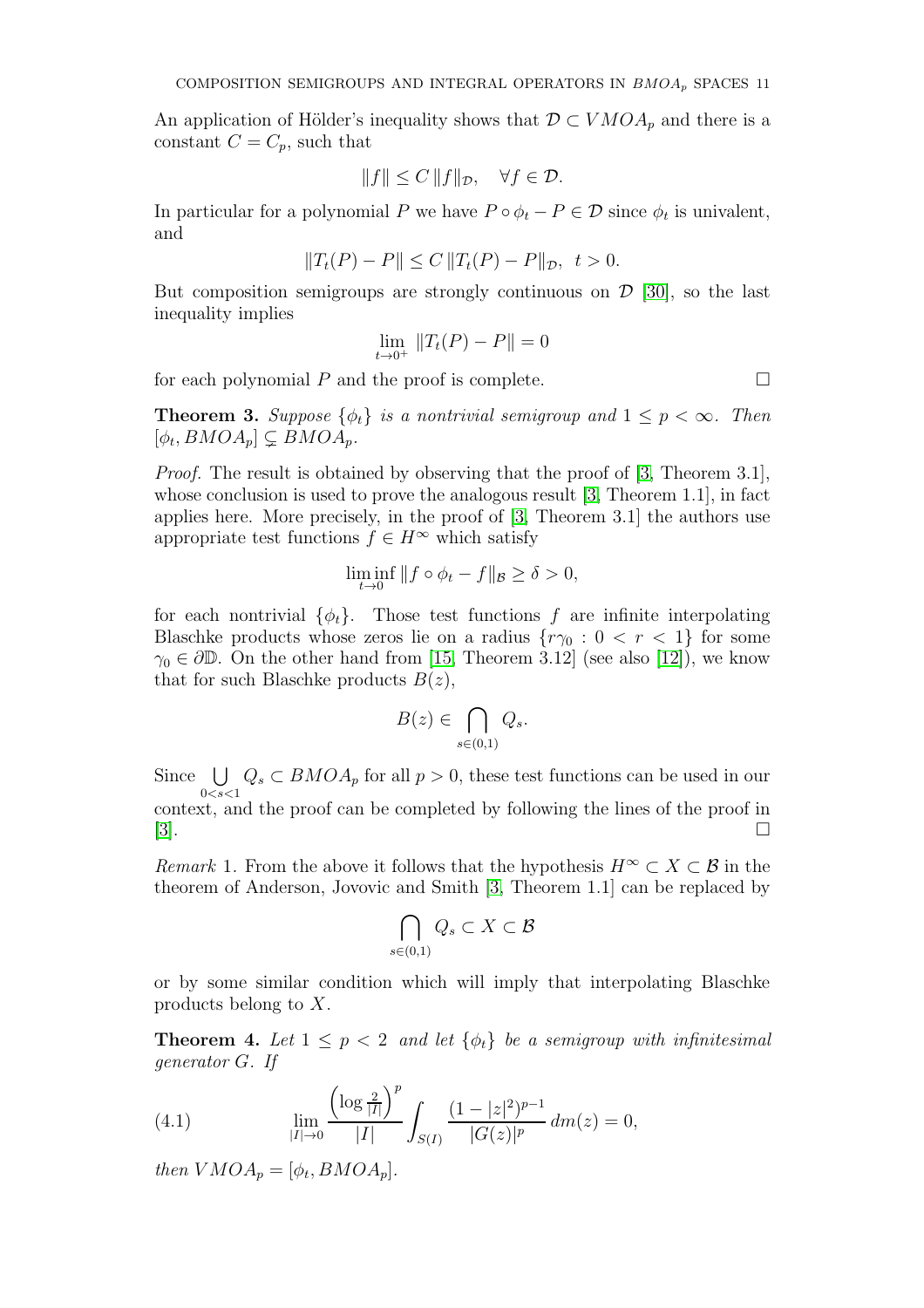An application of Hölder's inequality shows that $\mathcal{D} \subset VMOA_p$ and there is a constant $C = C_p$, such that

$$\|f\| \leq C \|f\|_{\mathcal{D}}, \quad \forall f \in \mathcal{D}.$$

In particular for a polynomial $P$ we have $P \circ \phi_t - P \in \mathcal{D}$ since $\phi_t$ is univalent, and

$$\|T_t(P) - P\| \leq C \|T_t(P) - P\|_{\mathcal{D}}, \;\; t > 0.$$

But composition semigroups are strongly continuous on $\mathcal{D}$ [30], so the last inequality implies

$$\lim_{t \to 0^+} \|T_t(P) - P\| = 0$$

for each polynomial $P$ and the proof is complete. $\square$

**Theorem 3.** *Suppose $\{\phi_t\}$ is a nontrivial semigroup and $1 \leq p < \infty$. Then $[\phi_t, BMOA_p] \subsetneq BMOA_p$.*

*Proof.* The result is obtained by observing that the proof of [3, Theorem 3.1], whose conclusion is used to prove the analogous result [3, Theorem 1.1], in fact applies here. More precisely, in the proof of [3, Theorem 3.1] the authors use appropriate test functions $f \in H^\infty$ which satisfy

$$\liminf_{t \to 0} \|f \circ \phi_t - f\|_{\mathcal{B}} \geq \delta > 0,$$

for each nontrivial $\{\phi_t\}$. Those test functions $f$ are infinite interpolating Blaschke products whose zeros lie on a radius $\{r\gamma_0 : 0 < r < 1\}$ for some $\gamma_0 \in \partial\mathbb{D}$. On the other hand from [15, Theorem 3.12] (see also [12]), we know that for such Blaschke products $B(z)$,

$$B(z) \in \bigcap_{s \in (0,1)} Q_s.$$

Since $\bigcup_{0<s<1} Q_s \subset BMOA_p$ for all $p > 0$, these test functions can be used in our context, and the proof can be completed by following the lines of the proof in [3]. $\square$

*Remark* 1. From the above it follows that the hypothesis $H^\infty \subset X \subset \mathcal{B}$ in the theorem of Anderson, Jovovic and Smith [3, Theorem 1.1] can be replaced by

$$\bigcap_{s \in (0,1)} Q_s \subset X \subset \mathcal{B}$$

or by some similar condition which will imply that interpolating Blaschke products belong to $X$.

**Theorem 4.** *Let $1 \leq p < 2$ and let $\{\phi_t\}$ be a semigroup with infinitesimal generator $G$. If*

$$\lim_{|I| \to 0} \frac{\left(\log \frac{2}{|I|}\right)^p}{|I|} \int_{S(I)} \frac{(1 - |z|^2)^{p-1}}{|G(z)|^p} \, dm(z) = 0, \tag{4.1}$$

*then $VMOA_p = [\phi_t, BMOA_p]$.*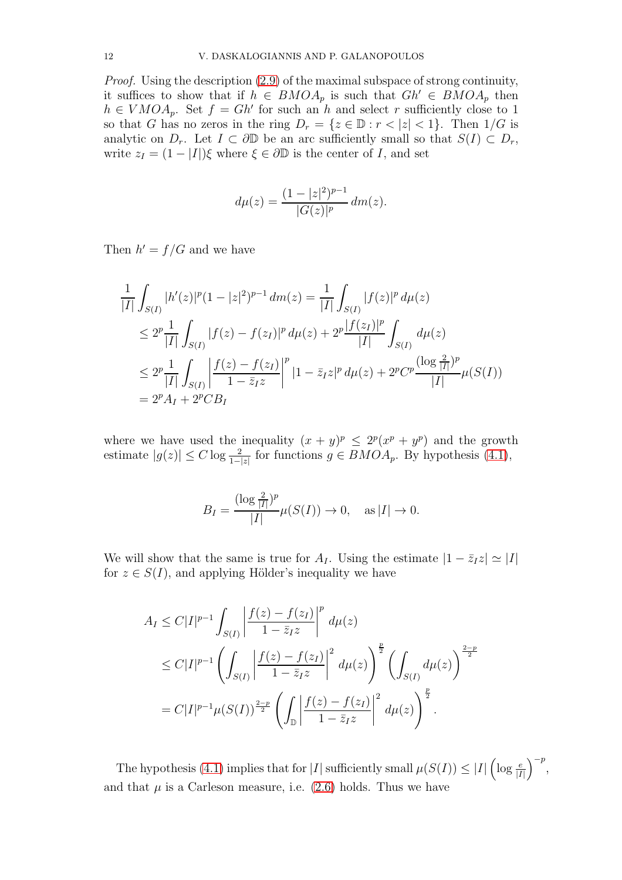*Proof.* Using the description (2.9) of the maximal subspace of strong continuity, it suffices to show that if $h \in BMOA_p$ is such that $Gh' \in BMOA_p$ then $h \in VMOA_p$. Set $f = Gh'$ for such an $h$ and select $r$ sufficiently close to 1 so that $G$ has no zeros in the ring $D_r = \{z \in \mathbb{D} : r < |z| < 1\}$. Then $1/G$ is analytic on $D_r$. Let $I \subset \partial\mathbb{D}$ be an arc sufficiently small so that $S(I) \subset D_r$, write $z_I = (1 - |I|)\xi$ where $\xi \in \partial\mathbb{D}$ is the center of $I$, and set

$$d\mu(z) = \frac{(1-|z|^2)^{p-1}}{|G(z)|^p}\, dm(z).$$

Then $h' = f/G$ and we have

$$\begin{aligned}
\frac{1}{|I|}\int_{S(I)} |h'(z)|^p (1-|z|^2)^{p-1}\, dm(z) &= \frac{1}{|I|}\int_{S(I)} |f(z)|^p\, d\mu(z) \\
&\le 2^p \frac{1}{|I|}\int_{S(I)} |f(z) - f(z_I)|^p\, d\mu(z) + 2^p \frac{|f(z_I)|^p}{|I|}\int_{S(I)} d\mu(z) \\
&\le 2^p \frac{1}{|I|}\int_{S(I)} \left|\frac{f(z)-f(z_I)}{1-\bar{z}_I z}\right|^p |1-\bar{z}_I z|^p\, d\mu(z) + 2^p C^p \frac{(\log\frac{2}{|I|})^p}{|I|}\mu(S(I)) \\
&= 2^p A_I + 2^p C B_I
\end{aligned}$$

where we have used the inequality $(x+y)^p \le 2^p(x^p + y^p)$ and the growth estimate $|g(z)| \le C \log\frac{2}{1-|z|}$ for functions $g \in BMOA_p$. By hypothesis (4.1),

$$B_I = \frac{(\log\frac{2}{|I|})^p}{|I|}\mu(S(I)) \to 0, \quad \text{as } |I| \to 0.$$

We will show that the same is true for $A_I$. Using the estimate $|1 - \bar{z}_I z| \simeq |I|$ for $z \in S(I)$, and applying Hölder's inequality we have

$$\begin{aligned}
A_I &\le C|I|^{p-1}\int_{S(I)} \left|\frac{f(z)-f(z_I)}{1-\bar{z}_I z}\right|^p d\mu(z) \\
&\le C|I|^{p-1}\left(\int_{S(I)} \left|\frac{f(z)-f(z_I)}{1-\bar{z}_I z}\right|^2 d\mu(z)\right)^{\frac{p}{2}} \left(\int_{S(I)} d\mu(z)\right)^{\frac{2-p}{2}} \\
&= C|I|^{p-1}\mu(S(I))^{\frac{2-p}{2}} \left(\int_{\mathbb{D}} \left|\frac{f(z)-f(z_I)}{1-\bar{z}_I z}\right|^2 d\mu(z)\right)^{\frac{p}{2}}.
\end{aligned}$$

The hypothesis (4.1) implies that for $|I|$ sufficiently small $\mu(S(I)) \le |I|\left(\log\frac{e}{|I|}\right)^{-p}$, and that $\mu$ is a Carleson measure, i.e. (2.6) holds. Thus we have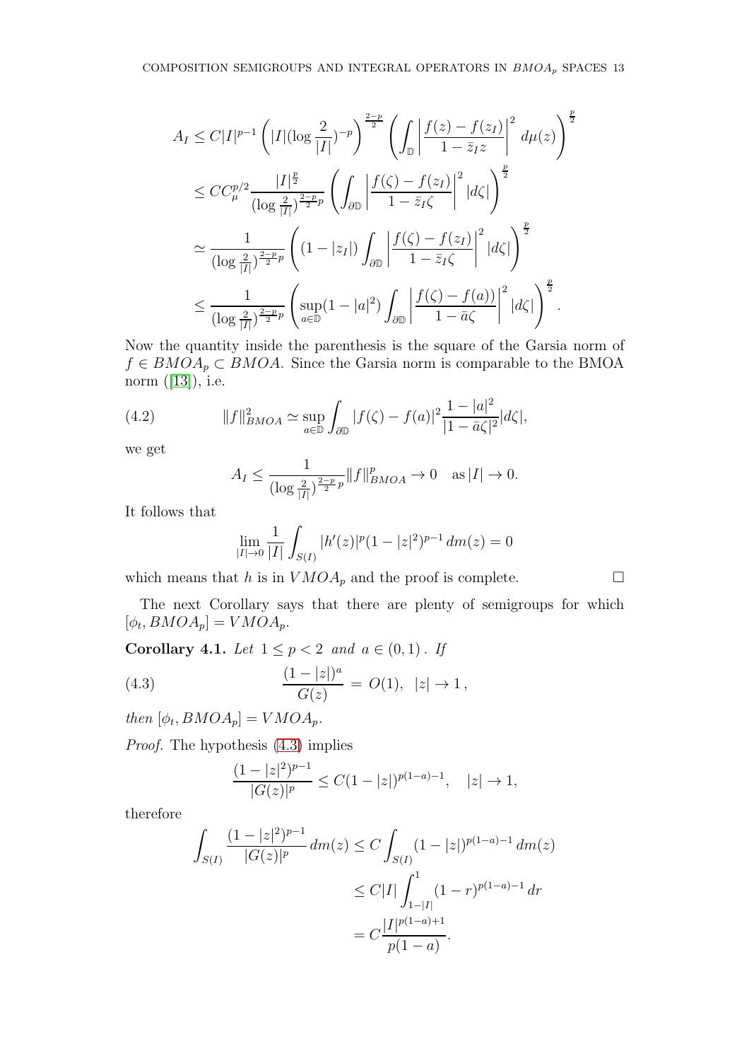$$
\begin{aligned}
A_I &\leq C|I|^{p-1}\left(|I|(\log\frac{2}{|I|})^{-p}\right)^{\frac{2-p}{2}}\left(\int_{\mathbb{D}}\left|\frac{f(z)-f(z_I)}{1-\bar{z}_I z}\right|^2 d\mu(z)\right)^{\frac{p}{2}} \\
&\leq C C_\mu^{p/2}\frac{|I|^{\frac{p}{2}}}{(\log\frac{2}{|I|})^{\frac{2-p}{2}p}}\left(\int_{\partial\mathbb{D}}\left|\frac{f(\zeta)-f(z_I)}{1-\bar{z}_I\zeta}\right|^2|d\zeta|\right)^{\frac{p}{2}} \\
&\simeq \frac{1}{(\log\frac{2}{|I|})^{\frac{2-p}{2}p}}\left((1-|z_I|)\int_{\partial\mathbb{D}}\left|\frac{f(\zeta)-f(z_I)}{1-\bar{z}_I\zeta}\right|^2|d\zeta|\right)^{\frac{p}{2}} \\
&\leq \frac{1}{(\log\frac{2}{|I|})^{\frac{2-p}{2}p}}\left(\sup_{a\in\mathbb{D}}(1-|a|^2)\int_{\partial\mathbb{D}}\left|\frac{f(\zeta)-f(a))}{1-\bar{a}\zeta}\right|^2|d\zeta|\right)^{\frac{p}{2}}.
\end{aligned}
$$

Now the quantity inside the parenthesis is the square of the Garsia norm of $f \in BMOA_p \subset BMOA$. Since the Garsia norm is comparable to the BMOA norm ([13]), i.e.

$$
\|f\|_{BMOA}^2 \simeq \sup_{a\in\mathbb{D}}\int_{\partial\mathbb{D}}|f(\zeta)-f(a)|^2\frac{1-|a|^2}{|1-\bar{a}\zeta|^2}|d\zeta|, \tag{4.2}
$$

we get

$$
A_I \leq \frac{1}{(\log\frac{2}{|I|})^{\frac{2-p}{2}p}}\|f\|_{BMOA}^p \to 0 \quad \text{as}\, |I| \to 0.
$$

It follows that

$$
\lim_{|I|\to 0}\frac{1}{|I|}\int_{S(I)}|h'(z)|^p(1-|z|^2)^{p-1}\,dm(z) = 0
$$

which means that $h$ is in $VMOA_p$ and the proof is complete. $\square$

The next Corollary says that there are plenty of semigroups for which $[\phi_t, BMOA_p] = VMOA_p$.

**Corollary 4.1.** *Let $1 \leq p < 2$ and $a \in (0,1)$. If*

$$
\frac{(1-|z|)^a}{G(z)} = O(1), \quad |z| \to 1, \tag{4.3}
$$

*then $[\phi_t, BMOA_p] = VMOA_p$.*

*Proof.* The hypothesis (4.3) implies

$$
\frac{(1-|z|^2)^{p-1}}{|G(z)|^p} \leq C(1-|z|)^{p(1-a)-1}, \quad |z| \to 1,
$$

therefore

$$
\begin{aligned}
\int_{S(I)}\frac{(1-|z|^2)^{p-1}}{|G(z)|^p}\,dm(z) &\leq C\int_{S(I)}(1-|z|)^{p(1-a)-1}\,dm(z) \\
&\leq C|I|\int_{1-|I|}^{1}(1-r)^{p(1-a)-1}\,dr \\
&= C\frac{|I|^{p(1-a)+1}}{p(1-a)}.
\end{aligned}
$$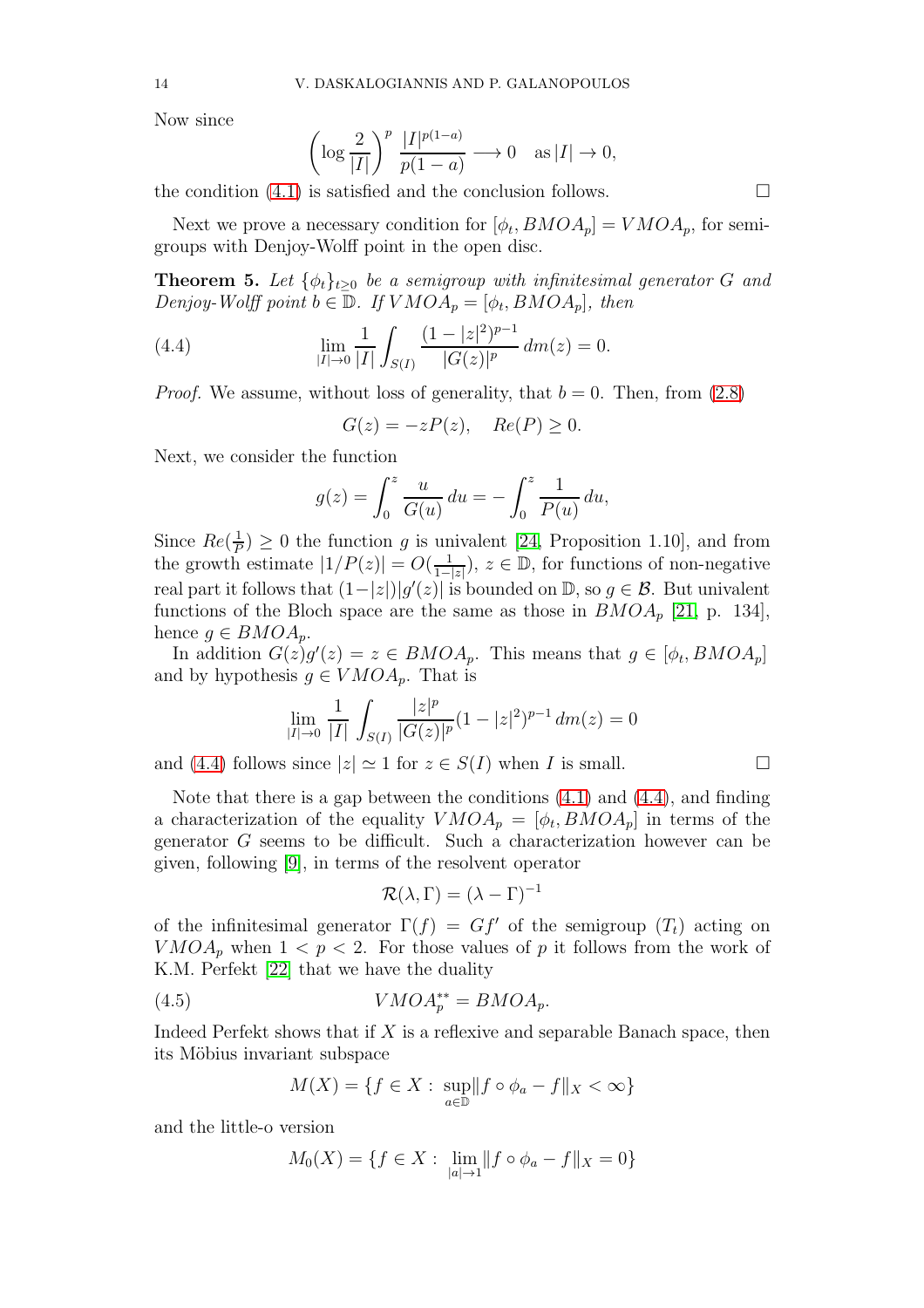Now since

$$\left(\log \frac{2}{|I|}\right)^p \frac{|I|^{p(1-a)}}{p(1-a)} \longrightarrow 0 \quad \text{as} \, |I| \to 0,$$

the condition (4.1) is satisfied and the conclusion follows. $\square$

Next we prove a necessary condition for $[\phi_t, BMOA_p] = VMOA_p$, for semigroups with Denjoy-Wolff point in the open disc.

**Theorem 5.** *Let $\{\phi_t\}_{t\geq 0}$ be a semigroup with infinitesimal generator $G$ and Denjoy-Wolff point $b \in \mathbb{D}$. If $VMOA_p = [\phi_t, BMOA_p]$, then*

$$\lim_{|I|\to 0} \frac{1}{|I|} \int_{S(I)} \frac{(1-|z|^2)^{p-1}}{|G(z)|^p} \, dm(z) = 0. \tag{4.4}$$

*Proof.* We assume, without loss of generality, that $b = 0$. Then, from (2.8)

$$G(z) = -zP(z), \quad Re(P) \geq 0.$$

Next, we consider the function

$$g(z) = \int_0^z \frac{u}{G(u)} \, du = -\int_0^z \frac{1}{P(u)} \, du,$$

Since $Re(\frac{1}{P}) \geq 0$ the function $g$ is univalent [24, Proposition 1.10], and from the growth estimate $|1/P(z)| = O(\frac{1}{1-|z|})$, $z \in \mathbb{D}$, for functions of non-negative real part it follows that $(1-|z|)|g'(z)|$ is bounded on $\mathbb{D}$, so $g \in \mathcal{B}$. But univalent functions of the Bloch space are the same as those in $BMOA_p$ [21, p. 134], hence $g \in BMOA_p$.

In addition $G(z)g'(z) = z \in BMOA_p$. This means that $g \in [\phi_t, BMOA_p]$ and by hypothesis $g \in VMOA_p$. That is

$$\lim_{|I|\to 0} \frac{1}{|I|} \int_{S(I)} \frac{|z|^p}{|G(z)|^p} (1-|z|^2)^{p-1} \, dm(z) = 0$$

and (4.4) follows since $|z| \simeq 1$ for $z \in S(I)$ when $I$ is small. $\square$

Note that there is a gap between the conditions (4.1) and (4.4), and finding a characterization of the equality $VMOA_p = [\phi_t, BMOA_p]$ in terms of the generator $G$ seems to be difficult. Such a characterization however can be given, following [9], in terms of the resolvent operator

$$\mathcal{R}(\lambda, \Gamma) = (\lambda - \Gamma)^{-1}$$

of the infinitesimal generator $\Gamma(f) = Gf'$ of the semigroup $(T_t)$ acting on $VMOA_p$ when $1 < p < 2$. For those values of $p$ it follows from the work of K.M. Perfekt [22] that we have the duality

$$VMOA_p^{**} = BMOA_p. \tag{4.5}$$

Indeed Perfekt shows that if $X$ is a reflexive and separable Banach space, then its Möbius invariant subspace

$$M(X) = \{f \in X : \sup_{a\in\mathbb{D}} \|f \circ \phi_a - f\|_X < \infty\}$$

and the little-o version

$$M_0(X) = \{f \in X : \lim_{|a|\to 1} \|f \circ \phi_a - f\|_X = 0\}$$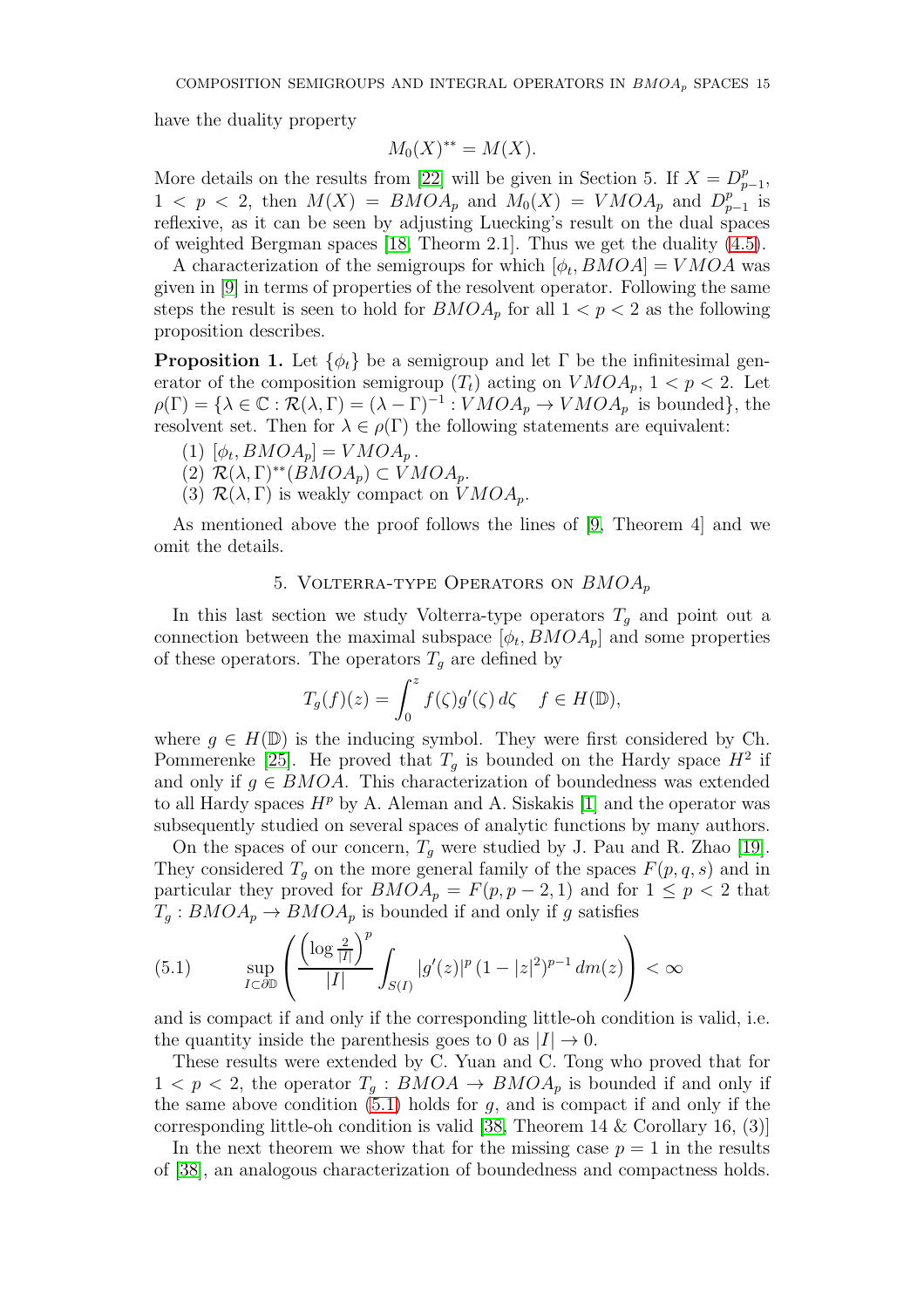have the duality property

$$M_0(X)^{**} = M(X).$$

More details on the results from [22] will be given in Section 5. If $X = D^p_{p-1}$, $1 < p < 2$, then $M(X) = BMOA_p$ and $M_0(X) = VMOA_p$ and $D^p_{p-1}$ is reflexive, as it can be seen by adjusting Luecking's result on the dual spaces of weighted Bergman spaces [18, Theorm 2.1]. Thus we get the duality (4.5).

A characterization of the semigroups for which $[\phi_t, BMOA] = VMOA$ was given in [9] in terms of properties of the resolvent operator. Following the same steps the result is seen to hold for $BMOA_p$ for all $1 < p < 2$ as the following proposition describes.

**Proposition 1.** *Let $\{\phi_t\}$ be a semigroup and let $\Gamma$ be the infinitesimal generator of the composition semigroup $(T_t)$ acting on $VMOA_p$, $1 < p < 2$. Let $\rho(\Gamma) = \{\lambda \in \mathbb{C} : \mathcal{R}(\lambda, \Gamma) = (\lambda - \Gamma)^{-1} : VMOA_p \to VMOA_p$ is bounded$\}$, the resolvent set. Then for $\lambda \in \rho(\Gamma)$ the following statements are equivalent:*

1. $[\phi_t, BMOA_p] = VMOA_p$.
2. $\mathcal{R}(\lambda, \Gamma)^{**}(BMOA_p) \subset VMOA_p$.
3. $\mathcal{R}(\lambda, \Gamma)$ *is weakly compact on* $VMOA_p$.

As mentioned above the proof follows the lines of [9, Theorem 4] and we omit the details.

## 5. Volterra-type Operators on $BMOA_p$

In this last section we study Volterra-type operators $T_g$ and point out a connection between the maximal subspace $[\phi_t, BMOA_p]$ and some properties of these operators. The operators $T_g$ are defined by

$$T_g(f)(z) = \int_0^z f(\zeta)g'(\zeta)\, d\zeta \quad f \in H(\mathbb{D}),$$

where $g \in H(\mathbb{D})$ is the inducing symbol. They were first considered by Ch. Pommerenke [25]. He proved that $T_g$ is bounded on the Hardy space $H^2$ if and only if $g \in BMOA$. This characterization of boundedness was extended to all Hardy spaces $H^p$ by A. Aleman and A. Siskakis [1] and the operator was subsequently studied on several spaces of analytic functions by many authors.

On the spaces of our concern, $T_g$ were studied by J. Pau and R. Zhao [19]. They considered $T_g$ on the more general family of the spaces $F(p, q, s)$ and in particular they proved for $BMOA_p = F(p, p-2, 1)$ and for $1 \leq p < 2$ that $T_g : BMOA_p \to BMOA_p$ is bounded if and only if $g$ satisfies

$$\sup_{I \subset \partial\mathbb{D}} \left( \frac{\left(\log \frac{2}{|I|}\right)^p}{|I|} \int_{S(I)} |g'(z)|^p \,(1 - |z|^2)^{p-1}\, dm(z) \right) < \infty \tag{5.1}$$

and is compact if and only if the corresponding little-oh condition is valid, i.e. the quantity inside the parenthesis goes to 0 as $|I| \to 0$.

These results were extended by C. Yuan and C. Tong who proved that for $1 < p < 2$, the operator $T_g : BMOA \to BMOA_p$ is bounded if and only if the same above condition (5.1) holds for $g$, and is compact if and only if the corresponding little-oh condition is valid [38, Theorem 14 & Corollary 16, (3)]

In the next theorem we show that for the missing case $p = 1$ in the results of [38], an analogous characterization of boundedness and compactness holds.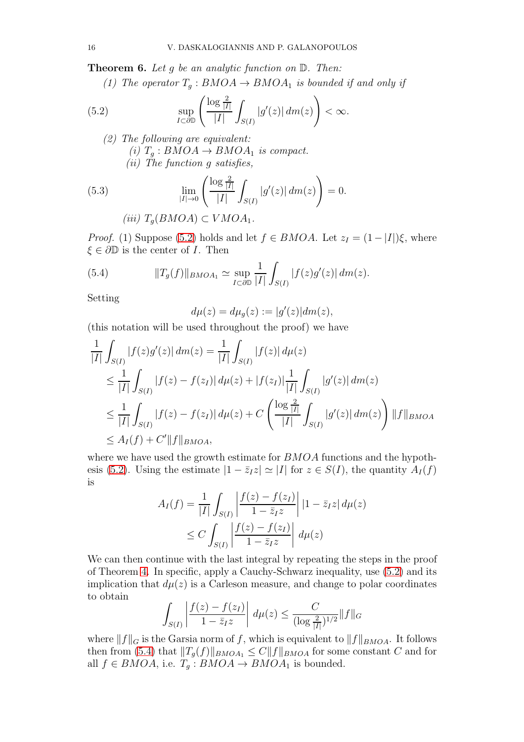**Theorem 6.** *Let $g$ be an analytic function on $\mathbb{D}$. Then:*

*(1) The operator $T_g : BMOA \to BMOA_1$ is bounded if and only if*

$$\sup_{I \subset \partial\mathbb{D}} \left( \frac{\log \frac{2}{|I|}}{|I|} \int_{S(I)} |g'(z)| \, dm(z) \right) < \infty. \tag{5.2}$$

*(2) The following are equivalent:*

*(i) $T_g : BMOA \to BMOA_1$ is compact.*

*(ii) The function $g$ satisfies,*

$$\lim_{|I| \to 0} \left( \frac{\log \frac{2}{|I|}}{|I|} \int_{S(I)} |g'(z)| \, dm(z) \right) = 0. \tag{5.3}$$

*(iii) $T_g(BMOA) \subset VMOA_1$.*

*Proof.* (1) Suppose (5.2) holds and let $f \in BMOA$. Let $z_I = (1 - |I|)\xi$, where $\xi \in \partial\mathbb{D}$ is the center of $I$. Then

$$\|T_g(f)\|_{BMOA_1} \simeq \sup_{I \subset \partial\mathbb{D}} \frac{1}{|I|} \int_{S(I)} |f(z) g'(z)| \, dm(z). \tag{5.4}$$

Setting

$$d\mu(z) = d\mu_g(z) := |g'(z)| dm(z),$$

(this notation will be used throughout the proof) we have

$$\begin{aligned}
\frac{1}{|I|} \int_{S(I)} |f(z) g'(z)| \, dm(z) &= \frac{1}{|I|} \int_{S(I)} |f(z)| \, d\mu(z) \\
&\leq \frac{1}{|I|} \int_{S(I)} |f(z) - f(z_I)| \, d\mu(z) + |f(z_I)| \frac{1}{|I|} \int_{S(I)} |g'(z)| \, dm(z) \\
&\leq \frac{1}{|I|} \int_{S(I)} |f(z) - f(z_I)| \, d\mu(z) + C \left( \frac{\log \frac{2}{|I|}}{|I|} \int_{S(I)} |g'(z)| \, dm(z) \right) \|f\|_{BMOA} \\
&\leq A_I(f) + C' \|f\|_{BMOA},
\end{aligned}$$

where we have used the growth estimate for $BMOA$ functions and the hypothesis (5.2). Using the estimate $|1 - \bar{z}_I z| \simeq |I|$ for $z \in S(I)$, the quantity $A_I(f)$ is

$$\begin{aligned}
A_I(f) &= \frac{1}{|I|} \int_{S(I)} \left| \frac{f(z) - f(z_I)}{1 - \bar{z}_I z} \right| |1 - \bar{z}_I z| \, d\mu(z) \\
&\leq C \int_{S(I)} \left| \frac{f(z) - f(z_I)}{1 - \bar{z}_I z} \right| \, d\mu(z)
\end{aligned}$$

We can then continue with the last integral by repeating the steps in the proof of Theorem 4. In specific, apply a Cauchy-Schwarz inequality, use (5.2) and its implication that $d\mu(z)$ is a Carleson measure, and change to polar coordinates to obtain

$$\int_{S(I)} \left| \frac{f(z) - f(z_I)}{1 - \bar{z}_I z} \right| \, d\mu(z) \leq \frac{C}{(\log \frac{2}{|I|})^{1/2}} \|f\|_G$$

where $\|f\|_G$ is the Garsia norm of $f$, which is equivalent to $\|f\|_{BMOA}$. It follows then from (5.4) that $\|T_g(f)\|_{BMOA_1} \leq C \|f\|_{BMOA}$ for some constant $C$ and for all $f \in BMOA$, i.e. $T_g : BMOA \to BMOA_1$ is bounded.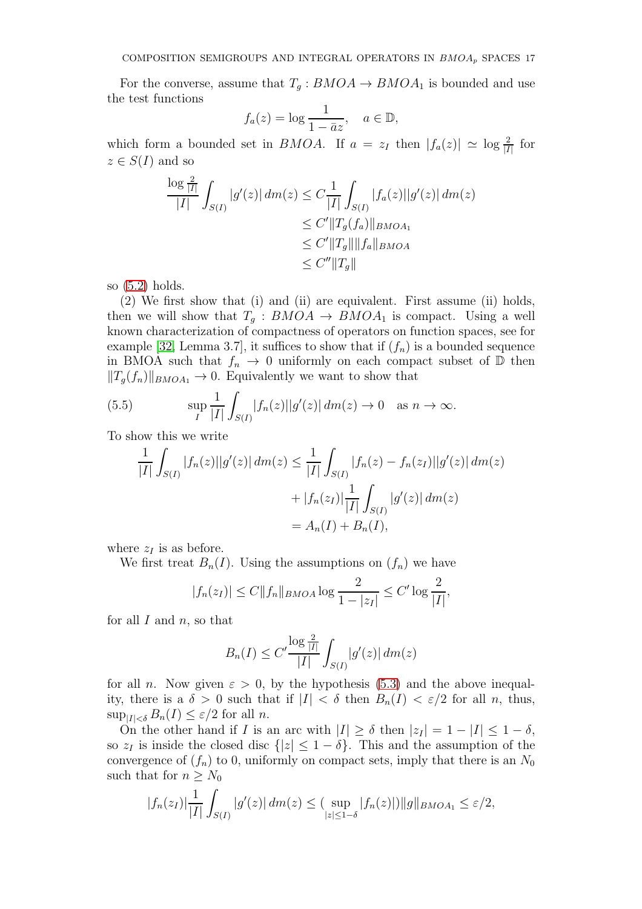For the converse, assume that $T_g : BMOA \to BMOA_1$ is bounded and use the test functions

$$f_a(z) = \log \frac{1}{1-\bar{a}z}, \quad a \in \mathbb{D},$$

which form a bounded set in $BMOA$. If $a = z_I$ then $|f_a(z)| \simeq \log \frac{2}{|I|}$ for $z \in S(I)$ and so

$$\begin{aligned}
\frac{\log \frac{2}{|I|}}{|I|} \int_{S(I)} |g'(z)|\, dm(z) &\leq C \frac{1}{|I|} \int_{S(I)} |f_a(z)||g'(z)|\, dm(z) \\
&\leq C' \|T_g(f_a)\|_{BMOA_1} \\
&\leq C' \|T_g\| \|f_a\|_{BMOA} \\
&\leq C'' \|T_g\|
\end{aligned}$$

so (5.2) holds.

(2) We first show that (i) and (ii) are equivalent. First assume (ii) holds, then we will show that $T_g : BMOA \to BMOA_1$ is compact. Using a well known characterization of compactness of operators on function spaces, see for example [32, Lemma 3.7], it suffices to show that if $(f_n)$ is a bounded sequence in BMOA such that $f_n \to 0$ uniformly on each compact subset of $\mathbb{D}$ then $\|T_g(f_n)\|_{BMOA_1} \to 0$. Equivalently we want to show that

$$\sup_I \frac{1}{|I|} \int_{S(I)} |f_n(z)||g'(z)|\, dm(z) \to 0 \quad \text{as } n \to \infty. \tag{5.5}$$

To show this we write

$$\begin{aligned}
\frac{1}{|I|} \int_{S(I)} |f_n(z)||g'(z)|\, dm(z) &\leq \frac{1}{|I|} \int_{S(I)} |f_n(z) - f_n(z_I)||g'(z)|\, dm(z) \\
&\quad + |f_n(z_I)| \frac{1}{|I|} \int_{S(I)} |g'(z)|\, dm(z) \\
&= A_n(I) + B_n(I),
\end{aligned}$$

where $z_I$ is as before.

We first treat $B_n(I)$. Using the assumptions on $(f_n)$ we have

$$|f_n(z_I)| \leq C \|f_n\|_{BMOA} \log \frac{2}{1-|z_I|} \leq C' \log \frac{2}{|I|},$$

for all $I$ and $n$, so that

$$B_n(I) \leq C' \frac{\log \frac{2}{|I|}}{|I|} \int_{S(I)} |g'(z)|\, dm(z)$$

for all $n$. Now given $\varepsilon > 0$, by the hypothesis (5.3) and the above inequality, there is a $\delta > 0$ such that if $|I| < \delta$ then $B_n(I) < \varepsilon/2$ for all $n$, thus, $\sup_{|I|<\delta} B_n(I) \leq \varepsilon/2$ for all $n$.

On the other hand if $I$ is an arc with $|I| \geq \delta$ then $|z_I| = 1 - |I| \leq 1 - \delta$, so $z_I$ is inside the closed disc $\{|z| \leq 1 - \delta\}$. This and the assumption of the convergence of $(f_n)$ to 0, uniformly on compact sets, imply that there is an $N_0$ such that for $n \geq N_0$

$$|f_n(z_I)| \frac{1}{|I|} \int_{S(I)} |g'(z)|\, dm(z) \leq (\sup_{|z| \leq 1-\delta} |f_n(z)|) \|g\|_{BMOA_1} \leq \varepsilon/2,$$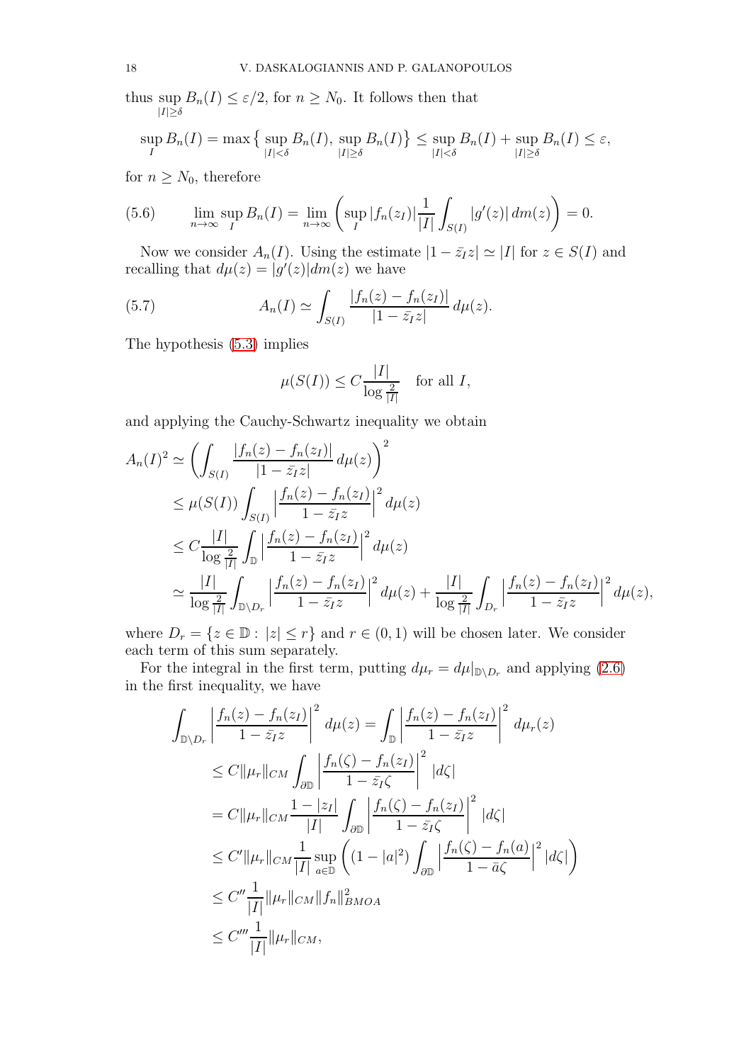thus $\sup_{|I|\geq\delta} B_n(I) \leq \varepsilon/2$, for $n \geq N_0$. It follows then that

$$\sup_I B_n(I) = \max\big\{\sup_{|I|<\delta} B_n(I),\, \sup_{|I|\geq\delta} B_n(I)\big\} \leq \sup_{|I|<\delta} B_n(I) + \sup_{|I|\geq\delta} B_n(I) \leq \varepsilon,$$

for $n \geq N_0$, therefore

$$\lim_{n\to\infty} \sup_I B_n(I) = \lim_{n\to\infty}\left(\sup_I |f_n(z_I)| \frac{1}{|I|}\int_{S(I)} |g'(z)|\, dm(z)\right) = 0. \tag{5.6}$$

Now we consider $A_n(I)$. Using the estimate $|1-\bar{z}_I z| \simeq |I|$ for $z \in S(I)$ and recalling that $d\mu(z) = |g'(z)|dm(z)$ we have

$$A_n(I) \simeq \int_{S(I)} \frac{|f_n(z) - f_n(z_I)|}{|1-\bar{z}_I z|}\, d\mu(z). \tag{5.7}$$

The hypothesis (5.3) implies

$$\mu(S(I)) \leq C\frac{|I|}{\log\frac{2}{|I|}} \quad \text{for all } I,$$

and applying the Cauchy-Schwartz inequality we obtain

$$\begin{aligned}
A_n(I)^2 &\simeq \left(\int_{S(I)} \frac{|f_n(z) - f_n(z_I)|}{|1-\bar{z}_I z|}\, d\mu(z)\right)^2 \\
&\leq \mu(S(I)) \int_{S(I)} \Big|\frac{f_n(z) - f_n(z_I)}{1-\bar{z}_I z}\Big|^2 d\mu(z) \\
&\leq C\frac{|I|}{\log\frac{2}{|I|}} \int_{\mathbb{D}} \Big|\frac{f_n(z) - f_n(z_I)}{1-\bar{z}_I z}\Big|^2 d\mu(z) \\
&\simeq \frac{|I|}{\log\frac{2}{|I|}} \int_{\mathbb{D}\setminus D_r} \Big|\frac{f_n(z) - f_n(z_I)}{1-\bar{z}_I z}\Big|^2 d\mu(z) + \frac{|I|}{\log\frac{2}{|I|}} \int_{D_r} \Big|\frac{f_n(z) - f_n(z_I)}{1-\bar{z}_I z}\Big|^2 d\mu(z),
\end{aligned}$$

where $D_r = \{z \in \mathbb{D} : |z| \leq r\}$ and $r \in (0,1)$ will be chosen later. We consider each term of this sum separately.

For the integral in the first term, putting $d\mu_r = d\mu|_{\mathbb{D}\setminus D_r}$ and applying (2.6) in the first inequality, we have

$$\begin{aligned}
\int_{\mathbb{D}\setminus D_r} \left|\frac{f_n(z) - f_n(z_I)}{1-\bar{z}_I z}\right|^2 d\mu(z) &= \int_{\mathbb{D}} \left|\frac{f_n(z) - f_n(z_I)}{1-\bar{z}_I z}\right|^2 d\mu_r(z) \\
&\leq C\|\mu_r\|_{CM} \int_{\partial\mathbb{D}} \left|\frac{f_n(\zeta) - f_n(z_I)}{1-\bar{z}_I \zeta}\right|^2 |d\zeta| \\
&= C\|\mu_r\|_{CM} \frac{1-|z_I|}{|I|} \int_{\partial\mathbb{D}} \left|\frac{f_n(\zeta) - f_n(z_I)}{1-\bar{z}_I \zeta}\right|^2 |d\zeta| \\
&\leq C'\|\mu_r\|_{CM} \frac{1}{|I|} \sup_{a\in\mathbb{D}} \left((1-|a|^2)\int_{\partial\mathbb{D}} \Big|\frac{f_n(\zeta) - f_n(a)}{1-\bar{a}\zeta}\Big|^2 |d\zeta|\right) \\
&\leq C''\frac{1}{|I|}\|\mu_r\|_{CM}\|f_n\|^2_{BMOA} \\
&\leq C'''\frac{1}{|I|}\|\mu_r\|_{CM},
\end{aligned}$$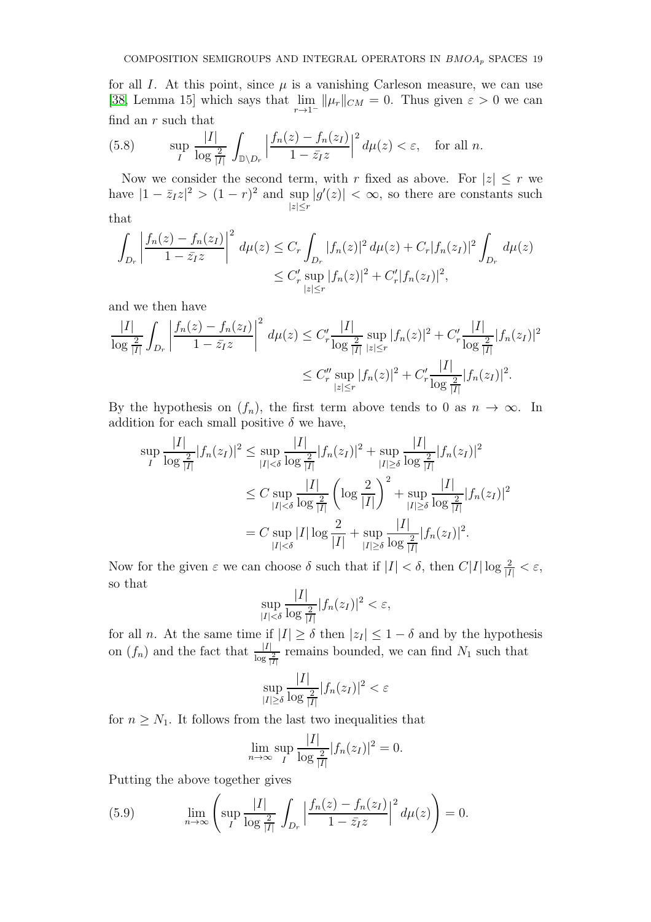for all $I$. At this point, since $\mu$ is a vanishing Carleson measure, we can use [38, Lemma 15] which says that $\lim_{r\to 1^-} \|\mu_r\|_{CM} = 0$. Thus given $\varepsilon > 0$ we can find an $r$ such that

$$\sup_I \frac{|I|}{\log \frac{2}{|I|}} \int_{\mathbb{D}\setminus D_r} \Big| \frac{f_n(z) - f_n(z_I)}{1 - \bar{z}_I z} \Big|^2 \, d\mu(z) < \varepsilon, \quad \text{for all } n. \tag{5.8}$$

Now we consider the second term, with $r$ fixed as above. For $|z| \le r$ we have $|1 - \bar{z}_I z|^2 > (1-r)^2$ and $\sup_{|z|\le r} |g'(z)| < \infty$, so there are constants such that

$$\begin{aligned}
\int_{D_r} \left| \frac{f_n(z) - f_n(z_I)}{1 - \bar{z}_I z} \right|^2 \, d\mu(z) &\le C_r \int_{D_r} |f_n(z)|^2 \, d\mu(z) + C_r |f_n(z_I)|^2 \int_{D_r} \, d\mu(z) \\
&\le C_r' \sup_{|z|\le r} |f_n(z)|^2 + C_r' |f_n(z_I)|^2,
\end{aligned}$$

and we then have

$$\begin{aligned}
\frac{|I|}{\log \frac{2}{|I|}} \int_{D_r} \left| \frac{f_n(z) - f_n(z_I)}{1 - \bar{z}_I z} \right|^2 \, d\mu(z) &\le C_r' \frac{|I|}{\log \frac{2}{|I|}} \sup_{|z|\le r} |f_n(z)|^2 + C_r' \frac{|I|}{\log \frac{2}{|I|}} |f_n(z_I)|^2 \\
&\le C_r'' \sup_{|z|\le r} |f_n(z)|^2 + C_r' \frac{|I|}{\log \frac{2}{|I|}} |f_n(z_I)|^2.
\end{aligned}$$

By the hypothesis on $(f_n)$, the first term above tends to 0 as $n \to \infty$. In addition for each small positive $\delta$ we have,

$$\begin{aligned}
\sup_I \frac{|I|}{\log \frac{2}{|I|}} |f_n(z_I)|^2 &\le \sup_{|I|<\delta} \frac{|I|}{\log \frac{2}{|I|}} |f_n(z_I)|^2 + \sup_{|I|\ge\delta} \frac{|I|}{\log \frac{2}{|I|}} |f_n(z_I)|^2 \\
&\le C \sup_{|I|<\delta} \frac{|I|}{\log \frac{2}{|I|}} \left( \log \frac{2}{|I|} \right)^2 + \sup_{|I|\ge\delta} \frac{|I|}{\log \frac{2}{|I|}} |f_n(z_I)|^2 \\
&= C \sup_{|I|<\delta} |I| \log \frac{2}{|I|} + \sup_{|I|\ge\delta} \frac{|I|}{\log \frac{2}{|I|}} |f_n(z_I)|^2.
\end{aligned}$$

Now for the given $\varepsilon$ we can choose $\delta$ such that if $|I| < \delta$, then $C|I| \log \frac{2}{|I|} < \varepsilon$, so that

$$\sup_{|I|<\delta} \frac{|I|}{\log \frac{2}{|I|}} |f_n(z_I)|^2 < \varepsilon,$$

for all $n$. At the same time if $|I| \ge \delta$ then $|z_I| \le 1 - \delta$ and by the hypothesis on $(f_n)$ and the fact that $\frac{|I|}{\log \frac{2}{|I|}}$ remains bounded, we can find $N_1$ such that

$$\sup_{|I|\ge\delta} \frac{|I|}{\log \frac{2}{|I|}} |f_n(z_I)|^2 < \varepsilon$$

for $n \ge N_1$. It follows from the last two inequalities that

$$\lim_{n\to\infty} \sup_I \frac{|I|}{\log \frac{2}{|I|}} |f_n(z_I)|^2 = 0.$$

Putting the above together gives

$$\lim_{n\to\infty} \left( \sup_I \frac{|I|}{\log \frac{2}{|I|}} \int_{D_r} \Big| \frac{f_n(z) - f_n(z_I)}{1 - \bar{z}_I z} \Big|^2 \, d\mu(z) \right) = 0. \tag{5.9}$$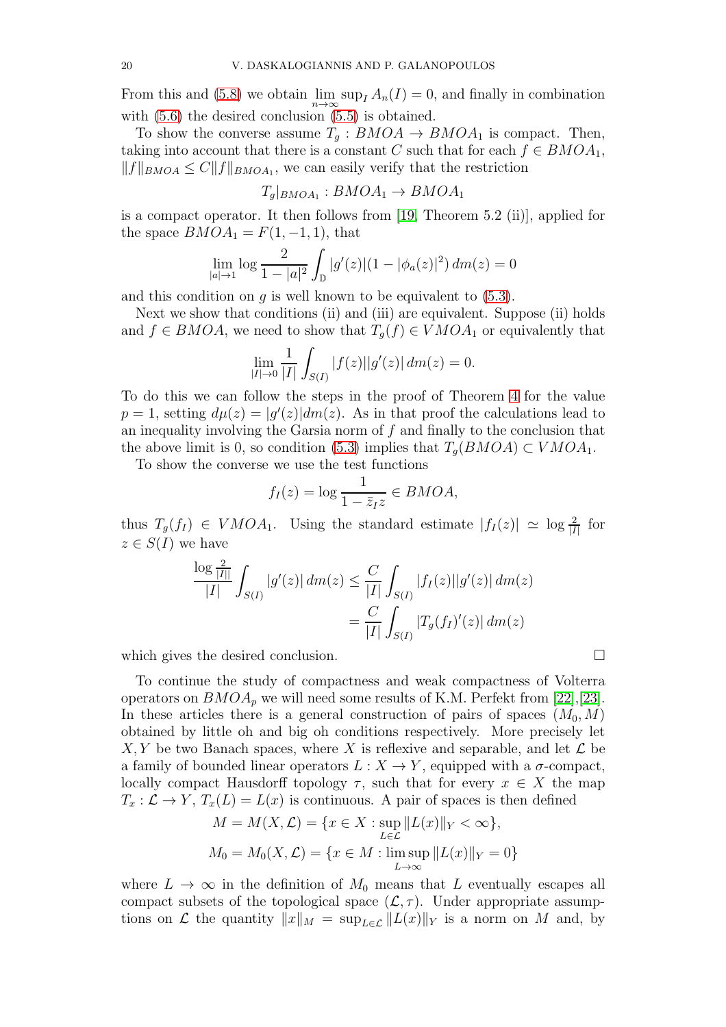From this and (5.8) we obtain $\lim_{n\to\infty} \sup_I A_n(I) = 0$, and finally in combination with (5.6) the desired conclusion (5.5) is obtained.

To show the converse assume $T_g : BMOA \to BMOA_1$ is compact. Then, taking into account that there is a constant $C$ such that for each $f \in BMOA_1$, $\|f\|_{BMOA} \le C\|f\|_{BMOA_1}$, we can easily verify that the restriction

$$T_g|_{BMOA_1} : BMOA_1 \to BMOA_1$$

is a compact operator. It then follows from [19, Theorem 5.2 (ii)], applied for the space $BMOA_1 = F(1,-1,1)$, that

$$\lim_{|a|\to 1} \log \frac{2}{1-|a|^2} \int_{\mathbb{D}} |g'(z)|(1-|\phi_a(z)|^2)\, dm(z) = 0$$

and this condition on $g$ is well known to be equivalent to (5.3).

Next we show that conditions (ii) and (iii) are equivalent. Suppose (ii) holds and $f \in BMOA$, we need to show that $T_g(f) \in VMOA_1$ or equivalently that

$$\lim_{|I|\to 0} \frac{1}{|I|} \int_{S(I)} |f(z)||g'(z)|\, dm(z) = 0.$$

To do this we can follow the steps in the proof of Theorem 4 for the value $p = 1$, setting $d\mu(z) = |g'(z)|dm(z)$. As in that proof the calculations lead to an inequality involving the Garsia norm of $f$ and finally to the conclusion that the above limit is 0, so condition (5.3) implies that $T_g(BMOA) \subset VMOA_1$.

To show the converse we use the test functions

$$f_I(z) = \log \frac{1}{1-\bar{z}_I z} \in BMOA,$$

thus $T_g(f_I) \in VMOA_1$. Using the standard estimate $|f_I(z)| \simeq \log \frac{2}{|I|}$ for $z \in S(I)$ we have

$$\begin{aligned}
\frac{\log \frac{2}{|I||}}{|I|} \int_{S(I)} |g'(z)|\, dm(z) &\le \frac{C}{|I|} \int_{S(I)} |f_I(z)||g'(z)|\, dm(z) \\
&= \frac{C}{|I|} \int_{S(I)} |T_g(f_I)'(z)|\, dm(z)
\end{aligned}$$

which gives the desired conclusion. $\square$

To continue the study of compactness and weak compactness of Volterra operators on $BMOA_p$ we will need some results of K.M. Perfekt from [22],[23]. In these articles there is a general construction of pairs of spaces $(M_0, M)$ obtained by little oh and big oh conditions respectively. More precisely let $X, Y$ be two Banach spaces, where $X$ is reflexive and separable, and let $\mathcal{L}$ be a family of bounded linear operators $L : X \to Y$, equipped with a $\sigma$-compact, locally compact Hausdorff topology $\tau$, such that for every $x \in X$ the map $T_x : \mathcal{L} \to Y$, $T_x(L) = L(x)$ is continuous. A pair of spaces is then defined

$$\begin{aligned}
M = M(X,\mathcal{L}) &= \{x \in X : \sup_{L\in\mathcal{L}} \|L(x)\|_Y < \infty\}, \\
M_0 = M_0(X,\mathcal{L}) &= \{x \in M : \limsup_{L\to\infty} \|L(x)\|_Y = 0\}
\end{aligned}$$

where $L \to \infty$ in the definition of $M_0$ means that $L$ eventually escapes all compact subsets of the topological space $(\mathcal{L}, \tau)$. Under appropriate assumptions on $\mathcal{L}$ the quantity $\|x\|_M = \sup_{L\in\mathcal{L}} \|L(x)\|_Y$ is a norm on $M$ and, by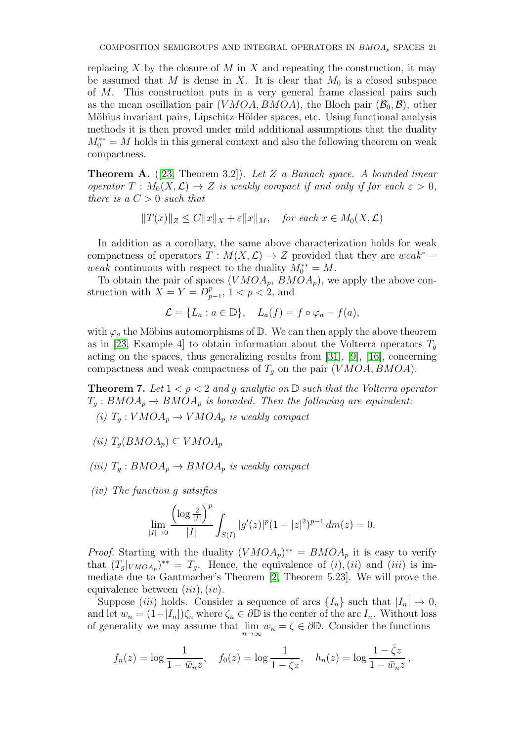replacing $X$ by the closure of $M$ in $X$ and repeating the construction, it may be assumed that $M$ is dense in $X$. It is clear that $M_0$ is a closed subspace of $M$. This construction puts in a very general frame classical pairs such as the mean oscillation pair $(VMOA, BMOA)$, the Bloch pair $(\mathcal{B}_0, \mathcal{B})$, other Möbius invariant pairs, Lipschitz-Hölder spaces, etc. Using functional analysis methods it is then proved under mild additional assumptions that the duality $M_0^{**} = M$ holds in this general context and also the following theorem on weak compactness.

**Theorem A.** ([23, Theorem 3.2]). *Let $Z$ a Banach space. A bounded linear operator $T : M_0(X, \mathcal{L}) \to Z$ is weakly compact if and only if for each $\varepsilon > 0$, there is a $C > 0$ such that*

$$\|T(x)\|_Z \leq C\|x\|_X + \varepsilon \|x\|_M, \quad \text{for each } x \in M_0(X, \mathcal{L})$$

In addition as a corollary, the same above characterization holds for weak compactness of operators $T : M(X, \mathcal{L}) \to Z$ provided that they are $weak^* - weak$ continuous with respect to the duality $M_0^{**} = M$.

To obtain the pair of spaces $(VMOA_p, BMOA_p)$, we apply the above construction with $X = Y = D^p_{p-1}$, $1 < p < 2$, and

$$\mathcal{L} = \{L_a : a \in \mathbb{D}\}, \quad L_a(f) = f \circ \varphi_a - f(a),$$

with $\varphi_a$ the Möbius automorphisms of $\mathbb{D}$. We can then apply the above theorem as in [23, Example 4] to obtain information about the Volterra operators $T_g$ acting on the spaces, thus generalizing results from [31], [9], [16], concerning compactness and weak compactness of $T_g$ on the pair $(VMOA, BMOA)$.

**Theorem 7.** *Let $1 < p < 2$ and $g$ analytic on $\mathbb{D}$ such that the Volterra operator $T_g : BMOA_p \to BMOA_p$ is bounded. Then the following are equivalent:*

*(i) $T_g : VMOA_p \to VMOA_p$ is weakly compact*

*(ii) $T_g(BMOA_p) \subseteq VMOA_p$*

*(iii) $T_g : BMOA_p \to BMOA_p$ is weakly compact*

*(iv) The function $g$ satsifies*

$$\lim_{|I|\to 0} \frac{\left(\log \frac{2}{|I|}\right)^p}{|I|} \int_{S(I)} |g'(z)|^p (1 - |z|^2)^{p-1}\, dm(z) = 0.$$

*Proof.* Starting with the duality $(VMOA_p)^{**} = BMOA_p$ it is easy to verify that $(T_g|_{VMOA_p})^{**} = T_g$. Hence, the equivalence of $(i), (ii)$ and $(iii)$ is immediate due to Gantmacher's Theorem [2, Theorem 5.23]. We will prove the equivalence between $(iii), (iv)$.

Suppose $(iii)$ holds. Consider a sequence of arcs $\{I_n\}$ such that $|I_n| \to 0$, and let $w_n = (1-|I_n|)\zeta_n$ where $\zeta_n \in \partial\mathbb{D}$ is the center of the arc $I_n$. Without loss of generality we may assume that $\lim_{n\to\infty} w_n = \zeta \in \partial\mathbb{D}$. Consider the functions

$$f_n(z) = \log \frac{1}{1 - \bar{w}_n z}, \quad f_0(z) = \log \frac{1}{1 - \bar{\zeta} z}, \quad h_n(z) = \log \frac{1 - \bar{\zeta} z}{1 - \bar{w}_n z},$$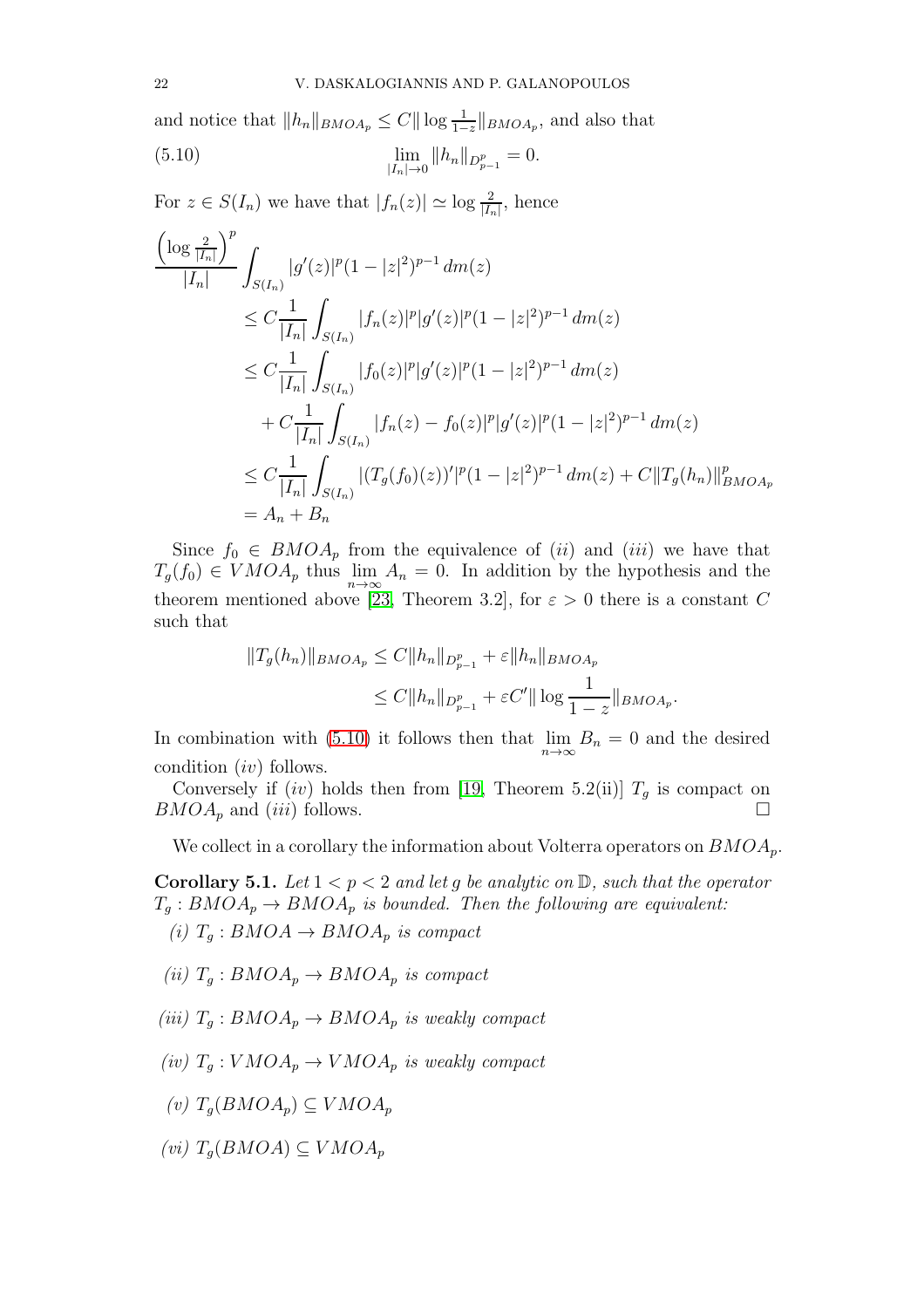and notice that $\|h_n\|_{BMOA_p} \leq C\|\log\frac{1}{1-z}\|_{BMOA_p}$, and also that

$$\lim_{|I_n|\to 0}\|h_n\|_{D^p_{p-1}} = 0. \tag{5.10}$$

For $z \in S(I_n)$ we have that $|f_n(z)| \simeq \log\frac{2}{|I_n|}$, hence

$$\begin{aligned}
\frac{\left(\log\frac{2}{|I_n|}\right)^p}{|I_n|}&\int_{S(I_n)}|g'(z)|^p(1-|z|^2)^{p-1}\,dm(z)\\
&\leq C\frac{1}{|I_n|}\int_{S(I_n)}|f_n(z)|^p|g'(z)|^p(1-|z|^2)^{p-1}\,dm(z)\\
&\leq C\frac{1}{|I_n|}\int_{S(I_n)}|f_0(z)|^p|g'(z)|^p(1-|z|^2)^{p-1}\,dm(z)\\
&\quad + C\frac{1}{|I_n|}\int_{S(I_n)}|f_n(z)-f_0(z)|^p|g'(z)|^p(1-|z|^2)^{p-1}\,dm(z)\\
&\leq C\frac{1}{|I_n|}\int_{S(I_n)}|(T_g(f_0)(z))'|^p(1-|z|^2)^{p-1}\,dm(z) + C\|T_g(h_n)\|^p_{BMOA_p}\\
&= A_n + B_n
\end{aligned}$$

Since $f_0 \in BMOA_p$ from the equivalence of $(ii)$ and $(iii)$ we have that $T_g(f_0) \in VMOA_p$ thus $\lim_{n\to\infty} A_n = 0$. In addition by the hypothesis and the theorem mentioned above [23, Theorem 3.2], for $\varepsilon > 0$ there is a constant $C$ such that

$$\begin{aligned}
\|T_g(h_n)\|_{BMOA_p} &\leq C\|h_n\|_{D^p_{p-1}} + \varepsilon\|h_n\|_{BMOA_p}\\
&\leq C\|h_n\|_{D^p_{p-1}} + \varepsilon C'\|\log\frac{1}{1-z}\|_{BMOA_p}.
\end{aligned}$$

In combination with (5.10) it follows then that $\lim_{n\to\infty} B_n = 0$ and the desired condition $(iv)$ follows.

Conversely if $(iv)$ holds then from [19, Theorem 5.2(ii)] $T_g$ is compact on $BMOA_p$ and $(iii)$ follows. $\square$

We collect in a corollary the information about Volterra operators on $BMOA_p$.

**Corollary 5.1.** *Let $1 < p < 2$ and let $g$ be analytic on $\mathbb{D}$, such that the operator $T_g : BMOA_p \to BMOA_p$ is bounded. Then the following are equivalent:*

*(i) $T_g : BMOA \to BMOA_p$ is compact*

*(ii) $T_g : BMOA_p \to BMOA_p$ is compact*

*(iii) $T_g : BMOA_p \to BMOA_p$ is weakly compact*

*(iv) $T_g : VMOA_p \to VMOA_p$ is weakly compact*

*(v) $T_g(BMOA_p) \subseteq VMOA_p$*

*(vi) $T_g(BMOA) \subseteq VMOA_p$*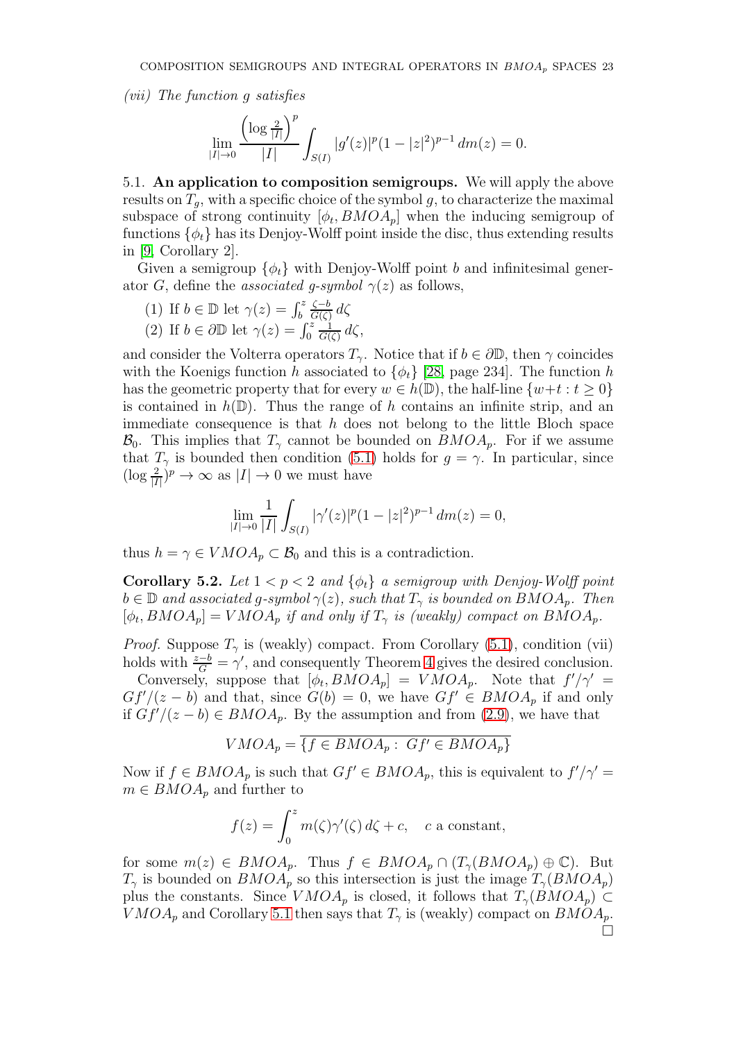*(vii) The function $g$ satisfies*

$$\lim_{|I|\to 0} \frac{\left(\log \frac{2}{|I|}\right)^p}{|I|} \int_{S(I)} |g'(z)|^p (1-|z|^2)^{p-1}\, dm(z) = 0.$$

5.1. **An application to composition semigroups.** We will apply the above results on $T_g$, with a specific choice of the symbol $g$, to characterize the maximal subspace of strong continuity $[\phi_t, BMOA_p]$ when the inducing semigroup of functions $\{\phi_t\}$ has its Denjoy-Wolff point inside the disc, thus extending results in [9, Corollary 2].

Given a semigroup $\{\phi_t\}$ with Denjoy-Wolff point $b$ and infinitesimal generator $G$, define the *associated g-symbol* $\gamma(z)$ as follows,

(1) If $b \in \mathbb{D}$ let $\gamma(z) = \int_b^z \frac{\zeta - b}{G(\zeta)}\, d\zeta$
(2) If $b \in \partial\mathbb{D}$ let $\gamma(z) = \int_0^z \frac{1}{G(\zeta)}\, d\zeta$,

and consider the Volterra operators $T_\gamma$. Notice that if $b \in \partial\mathbb{D}$, then $\gamma$ coincides with the Koenigs function $h$ associated to $\{\phi_t\}$ [28, page 234]. The function $h$ has the geometric property that for every $w \in h(\mathbb{D})$, the half-line $\{w + t : t \geq 0\}$ is contained in $h(\mathbb{D})$. Thus the range of $h$ contains an infinite strip, and an immediate consequence is that $h$ does not belong to the little Bloch space $\mathcal{B}_0$. This implies that $T_\gamma$ cannot be bounded on $BMOA_p$. For if we assume that $T_\gamma$ is bounded then condition (5.1) holds for $g = \gamma$. In particular, since $(\log \frac{2}{|I|})^p \to \infty$ as $|I| \to 0$ we must have

$$\lim_{|I|\to 0} \frac{1}{|I|} \int_{S(I)} |\gamma'(z)|^p (1-|z|^2)^{p-1}\, dm(z) = 0,$$

thus $h = \gamma \in VMOA_p \subset \mathcal{B}_0$ and this is a contradiction.

**Corollary 5.2.** *Let $1 < p < 2$ and $\{\phi_t\}$ a semigroup with Denjoy-Wolff point $b \in \mathbb{D}$ and associated g-symbol $\gamma(z)$, such that $T_\gamma$ is bounded on $BMOA_p$. Then $[\phi_t, BMOA_p] = VMOA_p$ if and only if $T_\gamma$ is (weakly) compact on $BMOA_p$.*

*Proof.* Suppose $T_\gamma$ is (weakly) compact. From Corollary (5.1), condition (vii) holds with $\frac{z-b}{G} = \gamma'$, and consequently Theorem 4 gives the desired conclusion.

Conversely, suppose that $[\phi_t, BMOA_p] = VMOA_p$. Note that $f'/\gamma' = Gf'/(z-b)$ and that, since $G(b) = 0$, we have $Gf' \in BMOA_p$ if and only if $Gf'/(z-b) \in BMOA_p$. By the assumption and from (2.9), we have that

$$VMOA_p = \overline{\{f \in BMOA_p : \; Gf' \in BMOA_p\}}$$

Now if $f \in BMOA_p$ is such that $Gf' \in BMOA_p$, this is equivalent to $f'/\gamma' = m \in BMOA_p$ and further to

$$f(z) = \int_0^z m(\zeta)\gamma'(\zeta)\, d\zeta + c, \quad c \text{ a constant},$$

for some $m(z) \in BMOA_p$. Thus $f \in BMOA_p \cap (T_\gamma(BMOA_p) \oplus \mathbb{C})$. But $T_\gamma$ is bounded on $BMOA_p$ so this intersection is just the image $T_\gamma(BMOA_p)$ plus the constants. Since $VMOA_p$ is closed, it follows that $T_\gamma(BMOA_p) \subset VMOA_p$ and Corollary 5.1 then says that $T_\gamma$ is (weakly) compact on $BMOA_p$. □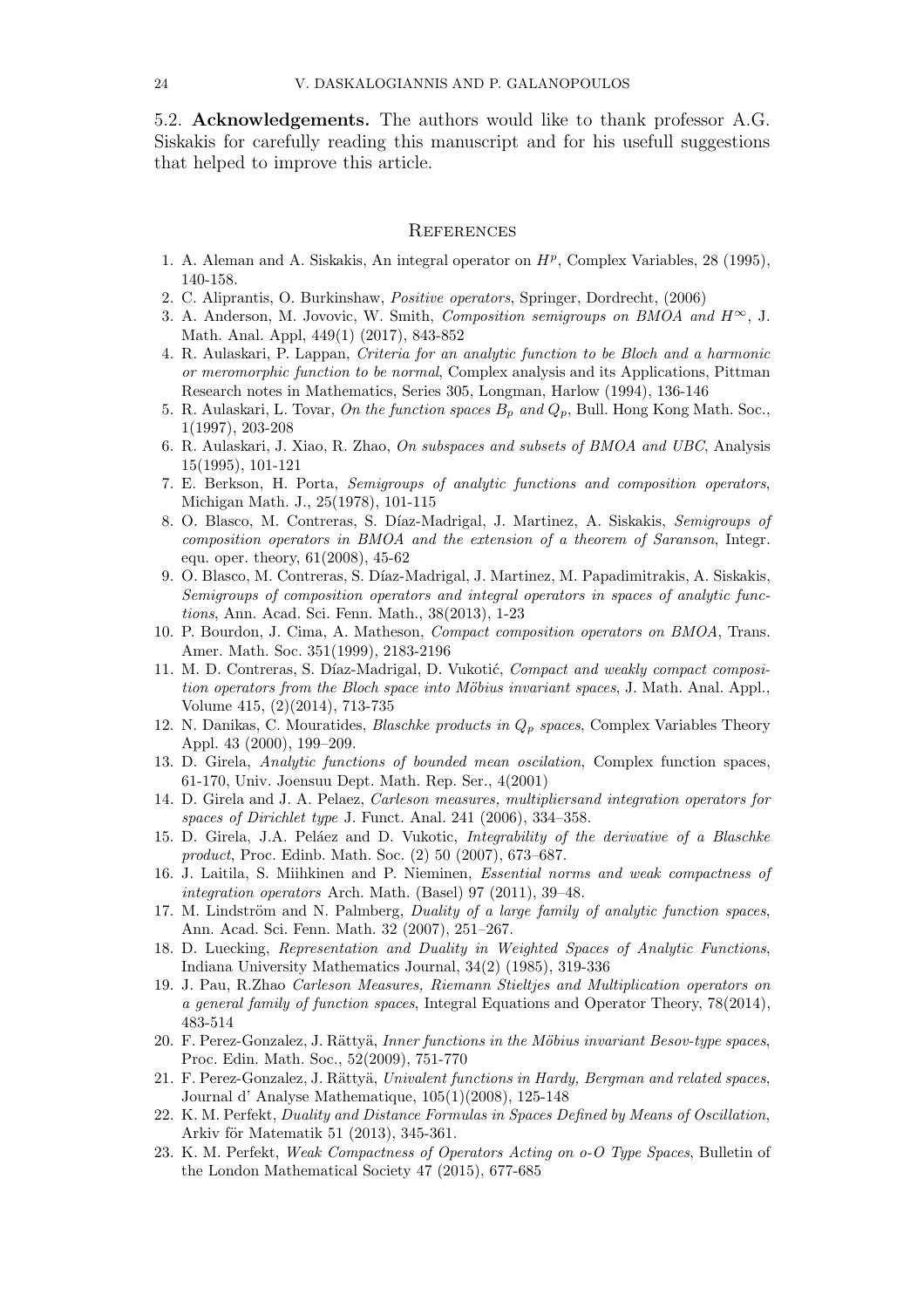5.2. **Acknowledgements.** The authors would like to thank professor A.G. Siskakis for carefully reading this manuscript and for his usefull suggestions that helped to improve this article.

## References

1. A. Aleman and A. Siskakis, An integral operator on $H^p$, Complex Variables, 28 (1995), 140-158.
2. C. Aliprantis, O. Burkinshaw, *Positive operators*, Springer, Dordrecht, (2006)
3. A. Anderson, M. Jovovic, W. Smith, *Composition semigroups on BMOA and $H^\infty$*, J. Math. Anal. Appl, 449(1) (2017), 843-852
4. R. Aulaskari, P. Lappan, *Criteria for an analytic function to be Bloch and a harmonic or meromorphic function to be normal*, Complex analysis and its Applications, Pittman Research notes in Mathematics, Series 305, Longman, Harlow (1994), 136-146
5. R. Aulaskari, L. Tovar, *On the function spaces $B_p$ and $Q_p$*, Bull. Hong Kong Math. Soc., 1(1997), 203-208
6. R. Aulaskari, J. Xiao, R. Zhao, *On subspaces and subsets of BMOA and UBC*, Analysis 15(1995), 101-121
7. E. Berkson, H. Porta, *Semigroups of analytic functions and composition operators*, Michigan Math. J., 25(1978), 101-115
8. O. Blasco, M. Contreras, S. Díaz-Madrigal, J. Martinez, A. Siskakis, *Semigroups of composition operators in BMOA and the extension of a theorem of Saranson*, Integr. equ. oper. theory, 61(2008), 45-62
9. O. Blasco, M. Contreras, S. Díaz-Madrigal, J. Martinez, M. Papadimitrakis, A. Siskakis, *Semigroups of composition operators and integral operators in spaces of analytic functions*, Ann. Acad. Sci. Fenn. Math., 38(2013), 1-23
10. P. Bourdon, J. Cima, A. Matheson, *Compact composition operators on BMOA*, Trans. Amer. Math. Soc. 351(1999), 2183-2196
11. M. D. Contreras, S. Díaz-Madrigal, D. Vukotić, *Compact and weakly compact composition operators from the Bloch space into Möbius invariant spaces*, J. Math. Anal. Appl., Volume 415, (2)(2014), 713-735
12. N. Danikas, C. Mouratides, *Blaschke products in $Q_p$ spaces*, Complex Variables Theory Appl. 43 (2000), 199–209.
13. D. Girela, *Analytic functions of bounded mean oscilation*, Complex function spaces, 61-170, Univ. Joensuu Dept. Math. Rep. Ser., 4(2001)
14. D. Girela and J. A. Pelaez, *Carleson measures, multipliersand integration operators for spaces of Dirichlet type* J. Funct. Anal. 241 (2006), 334–358.
15. D. Girela, J.A. Peláez and D. Vukotic, *Integrability of the derivative of a Blaschke product*, Proc. Edinb. Math. Soc. (2) 50 (2007), 673–687.
16. J. Laitila, S. Miihkinen and P. Nieminen, *Essential norms and weak compactness of integration operators* Arch. Math. (Basel) 97 (2011), 39–48.
17. M. Lindström and N. Palmberg, *Duality of a large family of analytic function spaces*, Ann. Acad. Sci. Fenn. Math. 32 (2007), 251–267.
18. D. Luecking, *Representation and Duality in Weighted Spaces of Analytic Functions*, Indiana University Mathematics Journal, 34(2) (1985), 319-336
19. J. Pau, R.Zhao *Carleson Measures, Riemann Stieltjes and Multiplication operators on a general family of function spaces*, Integral Equations and Operator Theory, 78(2014), 483-514
20. F. Perez-Gonzalez, J. Rättyä, *Inner functions in the Möbius invariant Besov-type spaces*, Proc. Edin. Math. Soc., 52(2009), 751-770
21. F. Perez-Gonzalez, J. Rättyä, *Univalent functions in Hardy, Bergman and related spaces*, Journal d' Analyse Mathematique, 105(1)(2008), 125-148
22. K. M. Perfekt, *Duality and Distance Formulas in Spaces Defined by Means of Oscillation*, Arkiv för Matematik 51 (2013), 345-361.
23. K. M. Perfekt, *Weak Compactness of Operators Acting on o-O Type Spaces*, Bulletin of the London Mathematical Society 47 (2015), 677-685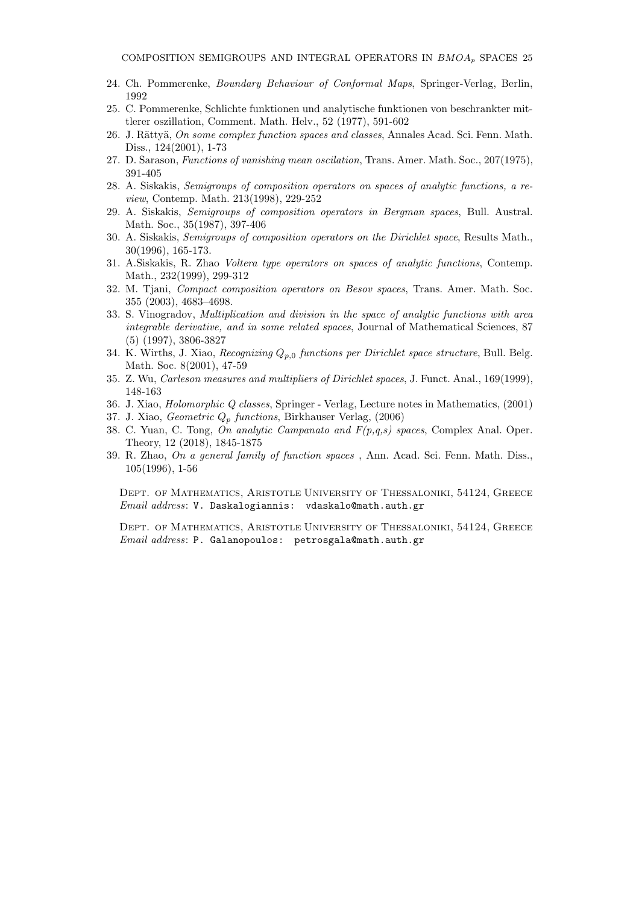24. Ch. Pommerenke, *Boundary Behaviour of Conformal Maps*, Springer-Verlag, Berlin, 1992
25. C. Pommerenke, Schlichte funktionen und analytische funktionen von beschrankter mittlerer oszillation, Comment. Math. Helv., 52 (1977), 591-602
26. J. Rättyä, *On some complex function spaces and classes*, Annales Acad. Sci. Fenn. Math. Diss., 124(2001), 1-73
27. D. Sarason, *Functions of vanishing mean oscilation*, Trans. Amer. Math. Soc., 207(1975), 391-405
28. A. Siskakis, *Semigroups of composition operators on spaces of analytic functions, a review*, Contemp. Math. 213(1998), 229-252
29. A. Siskakis, *Semigroups of composition operators in Bergman spaces*, Bull. Austral. Math. Soc., 35(1987), 397-406
30. A. Siskakis, *Semigroups of composition operators on the Dirichlet space*, Results Math., 30(1996), 165-173.
31. A.Siskakis, R. Zhao *Voltera type operators on spaces of analytic functions*, Contemp. Math., 232(1999), 299-312
32. M. Tjani, *Compact composition operators on Besov spaces*, Trans. Amer. Math. Soc. 355 (2003), 4683–4698.
33. S. Vinogradov, *Multiplication and division in the space of analytic functions with area integrable derivative, and in some related spaces*, Journal of Mathematical Sciences, 87 (5) (1997), 3806-3827
34. K. Wirths, J. Xiao, *Recognizing $Q_{p,0}$ functions per Dirichlet space structure*, Bull. Belg. Math. Soc. 8(2001), 47-59
35. Z. Wu, *Carleson measures and multipliers of Dirichlet spaces*, J. Funct. Anal., 169(1999), 148-163
36. J. Xiao, *Holomorphic Q classes*, Springer - Verlag, Lecture notes in Mathematics, (2001)
37. J. Xiao, *Geometric $Q_p$ functions*, Birkhauser Verlag, (2006)
38. C. Yuan, C. Tong, *On analytic Campanato and F(p,q,s) spaces*, Complex Anal. Oper. Theory, 12 (2018), 1845-1875
39. R. Zhao, *On a general family of function spaces* , Ann. Acad. Sci. Fenn. Math. Diss., 105(1996), 1-56

Dept. of Mathematics, Aristotle University of Thessaloniki, 54124, Greece
*Email address*: V. Daskalogiannis: vdaskalo@math.auth.gr

Dept. of Mathematics, Aristotle University of Thessaloniki, 54124, Greece
*Email address*: P. Galanopoulos: petrosgala@math.auth.gr